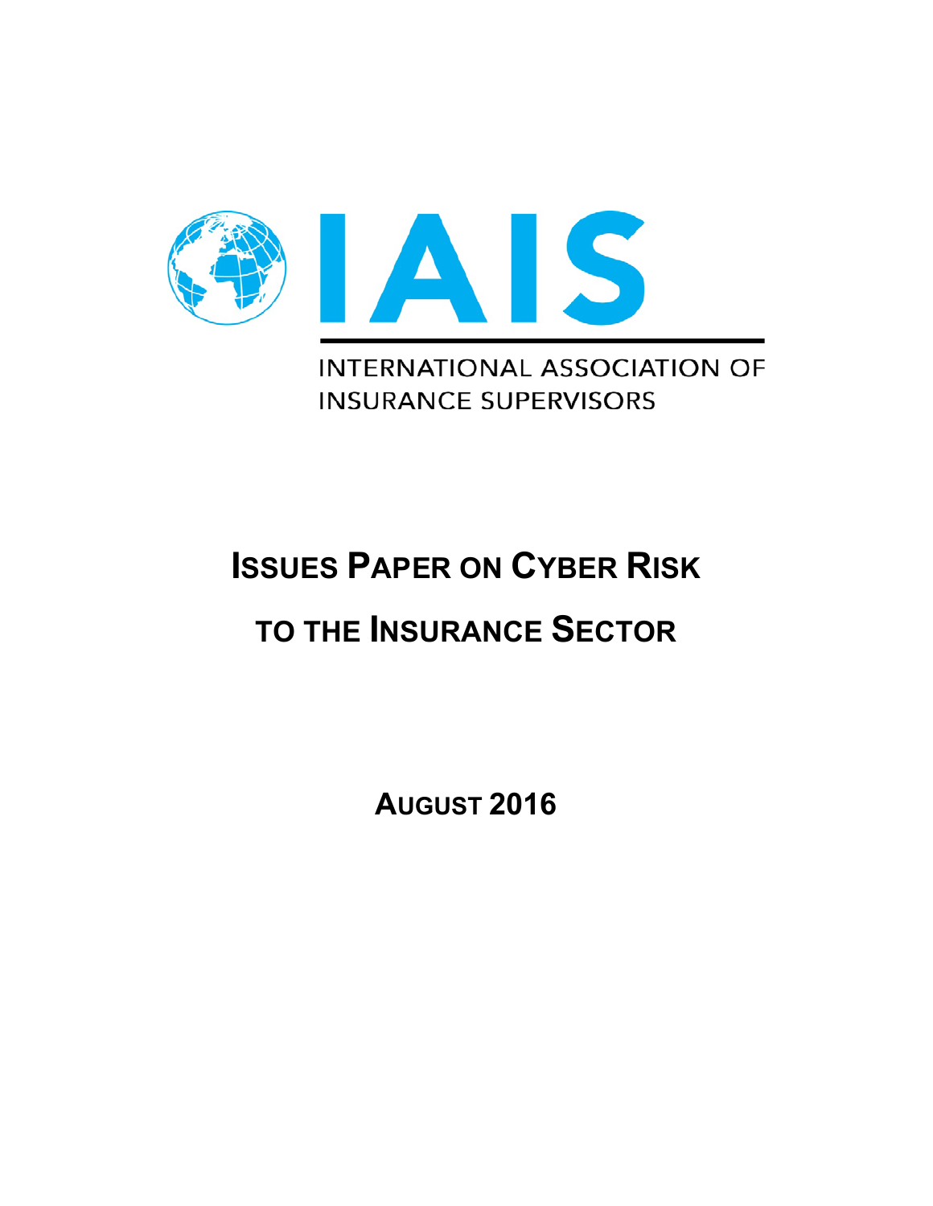IAIS

INTERNATIONAL ASSOCIATION OF INSURANCE SUPERVISORS

# ISSUES PAPER ON CYBER RISK TO THE INSURANCE SECTOR

**AUGUST 2016**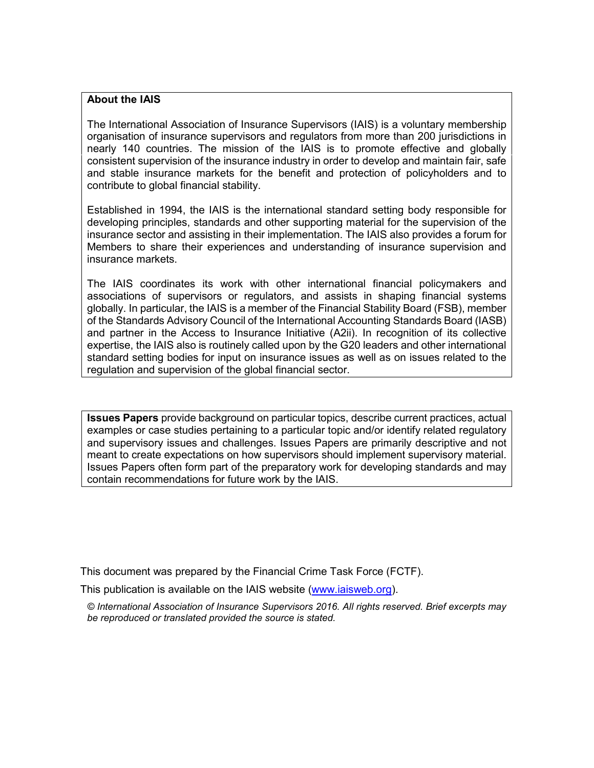**About the IAIS**

The International Association of Insurance Supervisors (IAIS) is a voluntary membership organisation of insurance supervisors and regulators from more than 200 jurisdictions in nearly 140 countries. The mission of the IAIS is to promote effective and globally consistent supervision of the insurance industry in order to develop and maintain fair, safe and stable insurance markets for the benefit and protection of policyholders and to contribute to global financial stability.

Established in 1994, the IAIS is the international standard setting body responsible for developing principles, standards and other supporting material for the supervision of the insurance sector and assisting in their implementation. The IAIS also provides a forum for Members to share their experiences and understanding of insurance supervision and insurance markets.

The IAIS coordinates its work with other international financial policymakers and associations of supervisors or regulators, and assists in shaping financial systems globally. In particular, the IAIS is a member of the Financial Stability Board (FSB), member of the Standards Advisory Council of the International Accounting Standards Board (IASB) and partner in the Access to Insurance Initiative (A2ii). In recognition of its collective expertise, the IAIS also is routinely called upon by the G20 leaders and other international standard setting bodies for input on insurance issues as well as on issues related to the regulation and supervision of the global financial sector.

**Issues Papers** provide background on particular topics, describe current practices, actual examples or case studies pertaining to a particular topic and/or identify related regulatory and supervisory issues and challenges. Issues Papers are primarily descriptive and not meant to create expectations on how supervisors should implement supervisory material. Issues Papers often form part of the preparatory work for developing standards and may contain recommendations for future work by the IAIS.

This document was prepared by the Financial Crime Task Force (FCTF).

This publication is available on the IAIS website (www.iaisweb.org).

*© International Association of Insurance Supervisors 2016. All rights reserved. Brief excerpts may be reproduced or translated provided the source is stated.*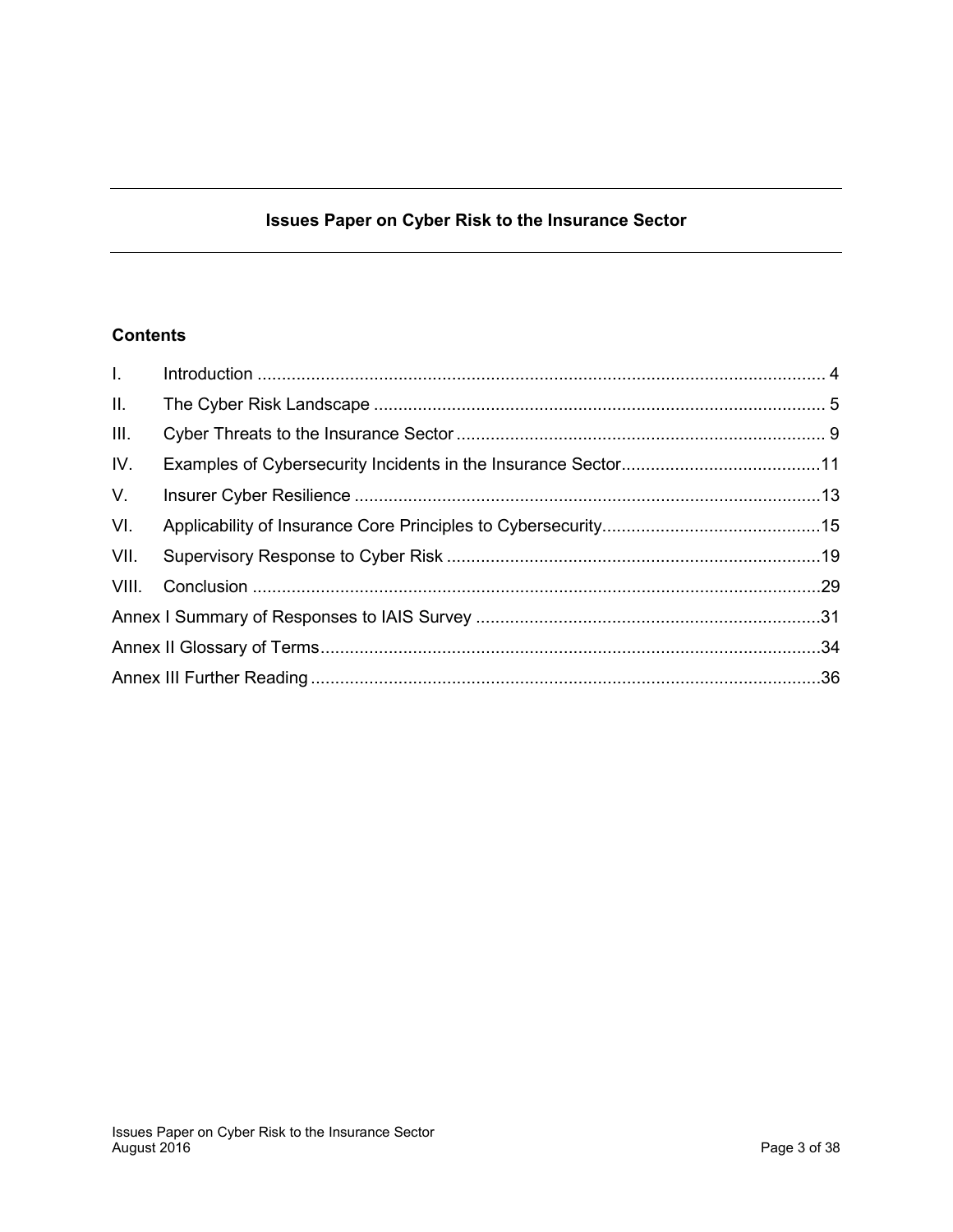# Issues Paper on Cyber Risk to the Insurance Sector

## Contents

| | | |
|---|---|---|
| I. | Introduction | 4 |
| II. | The Cyber Risk Landscape | 5 |
| III. | Cyber Threats to the Insurance Sector | 9 |
| IV. | Examples of Cybersecurity Incidents in the Insurance Sector | 11 |
| V. | Insurer Cyber Resilience | 13 |
| VI. | Applicability of Insurance Core Principles to Cybersecurity | 15 |
| VII. | Supervisory Response to Cyber Risk | 19 |
| VIII. | Conclusion | 29 |
| Annex I | Summary of Responses to IAIS Survey | 31 |
| Annex II | Glossary of Terms | 34 |
| Annex III | Further Reading | 36 |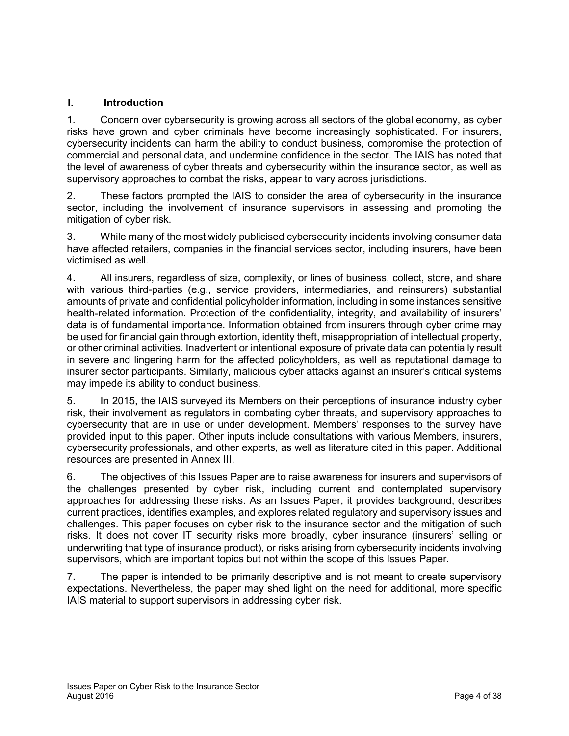## I. Introduction

1. Concern over cybersecurity is growing across all sectors of the global economy, as cyber risks have grown and cyber criminals have become increasingly sophisticated. For insurers, cybersecurity incidents can harm the ability to conduct business, compromise the protection of commercial and personal data, and undermine confidence in the sector. The IAIS has noted that the level of awareness of cyber threats and cybersecurity within the insurance sector, as well as supervisory approaches to combat the risks, appear to vary across jurisdictions.

2. These factors prompted the IAIS to consider the area of cybersecurity in the insurance sector, including the involvement of insurance supervisors in assessing and promoting the mitigation of cyber risk.

3. While many of the most widely publicised cybersecurity incidents involving consumer data have affected retailers, companies in the financial services sector, including insurers, have been victimised as well.

4. All insurers, regardless of size, complexity, or lines of business, collect, store, and share with various third-parties (e.g., service providers, intermediaries, and reinsurers) substantial amounts of private and confidential policyholder information, including in some instances sensitive health-related information. Protection of the confidentiality, integrity, and availability of insurers' data is of fundamental importance. Information obtained from insurers through cyber crime may be used for financial gain through extortion, identity theft, misappropriation of intellectual property, or other criminal activities. Inadvertent or intentional exposure of private data can potentially result in severe and lingering harm for the affected policyholders, as well as reputational damage to insurer sector participants. Similarly, malicious cyber attacks against an insurer's critical systems may impede its ability to conduct business.

5. In 2015, the IAIS surveyed its Members on their perceptions of insurance industry cyber risk, their involvement as regulators in combating cyber threats, and supervisory approaches to cybersecurity that are in use or under development. Members' responses to the survey have provided input to this paper. Other inputs include consultations with various Members, insurers, cybersecurity professionals, and other experts, as well as literature cited in this paper. Additional resources are presented in Annex III.

6. The objectives of this Issues Paper are to raise awareness for insurers and supervisors of the challenges presented by cyber risk, including current and contemplated supervisory approaches for addressing these risks. As an Issues Paper, it provides background, describes current practices, identifies examples, and explores related regulatory and supervisory issues and challenges. This paper focuses on cyber risk to the insurance sector and the mitigation of such risks. It does not cover IT security risks more broadly, cyber insurance (insurers' selling or underwriting that type of insurance product), or risks arising from cybersecurity incidents involving supervisors, which are important topics but not within the scope of this Issues Paper.

7. The paper is intended to be primarily descriptive and is not meant to create supervisory expectations. Nevertheless, the paper may shed light on the need for additional, more specific IAIS material to support supervisors in addressing cyber risk.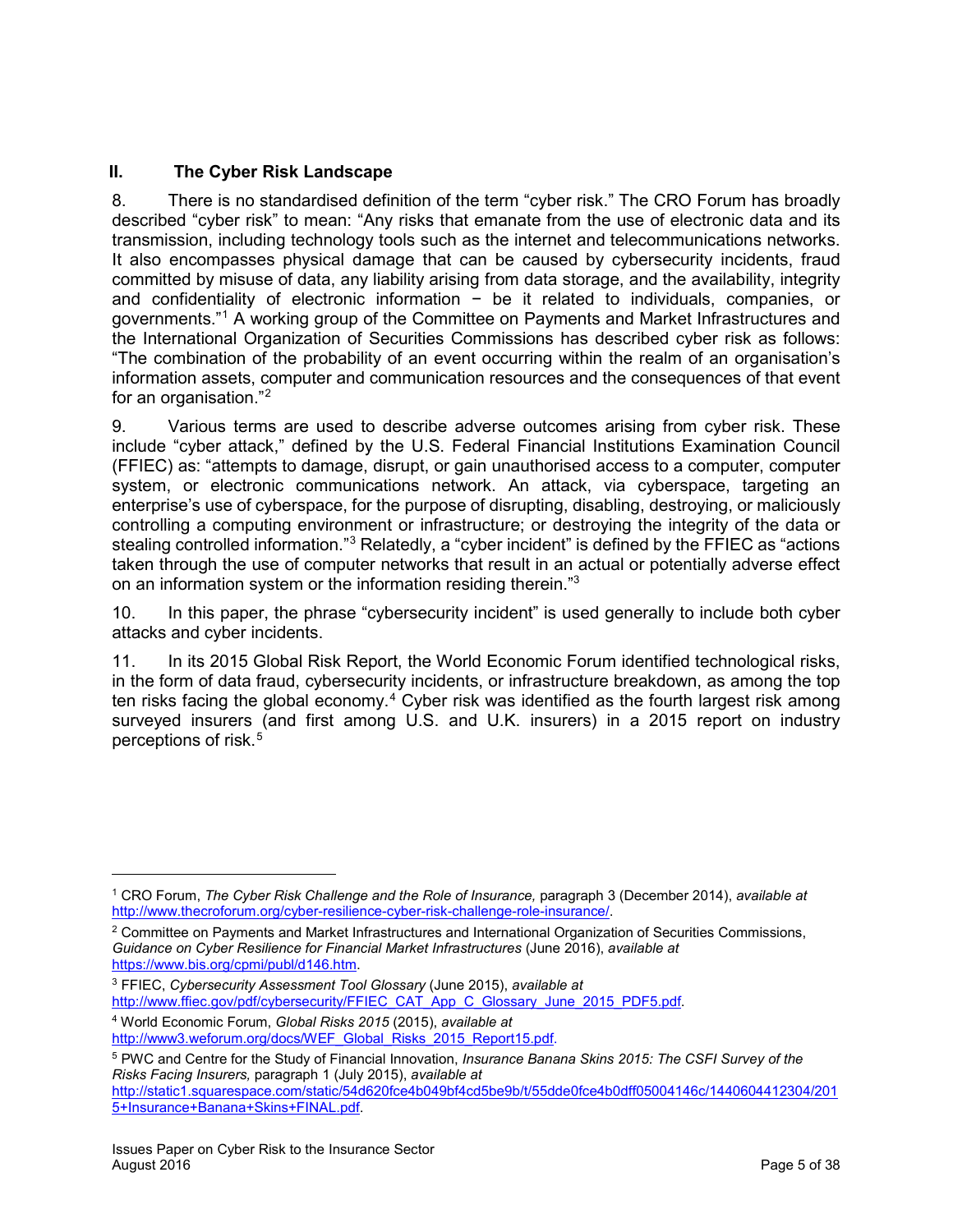## II. The Cyber Risk Landscape

8. There is no standardised definition of the term "cyber risk." The CRO Forum has broadly described "cyber risk" to mean: "Any risks that emanate from the use of electronic data and its transmission, including technology tools such as the internet and telecommunications networks. It also encompasses physical damage that can be caused by cybersecurity incidents, fraud committed by misuse of data, any liability arising from data storage, and the availability, integrity and confidentiality of electronic information − be it related to individuals, companies, or governments."[1] A working group of the Committee on Payments and Market Infrastructures and the International Organization of Securities Commissions has described cyber risk as follows: "The combination of the probability of an event occurring within the realm of an organisation's information assets, computer and communication resources and the consequences of that event for an organisation."[2]

9. Various terms are used to describe adverse outcomes arising from cyber risk. These include "cyber attack," defined by the U.S. Federal Financial Institutions Examination Council (FFIEC) as: "attempts to damage, disrupt, or gain unauthorised access to a computer, computer system, or electronic communications network. An attack, via cyberspace, targeting an enterprise's use of cyberspace, for the purpose of disrupting, disabling, destroying, or maliciously controlling a computing environment or infrastructure; or destroying the integrity of the data or stealing controlled information."[3] Relatedly, a "cyber incident" is defined by the FFIEC as "actions taken through the use of computer networks that result in an actual or potentially adverse effect on an information system or the information residing therein."[3]

10. In this paper, the phrase "cybersecurity incident" is used generally to include both cyber attacks and cyber incidents.

11. In its 2015 Global Risk Report, the World Economic Forum identified technological risks, in the form of data fraud, cybersecurity incidents, or infrastructure breakdown, as among the top ten risks facing the global economy.[4] Cyber risk was identified as the fourth largest risk among surveyed insurers (and first among U.S. and U.K. insurers) in a 2015 report on industry perceptions of risk.[5]

---

[1] CRO Forum, *The Cyber Risk Challenge and the Role of Insurance,* paragraph 3 (December 2014), *available at* http://www.thecroforum.org/cyber-resilience-cyber-risk-challenge-role-insurance/.

[2] Committee on Payments and Market Infrastructures and International Organization of Securities Commissions, *Guidance on Cyber Resilience for Financial Market Infrastructures* (June 2016), *available at* https://www.bis.org/cpmi/publ/d146.htm.

[3] FFIEC, *Cybersecurity Assessment Tool Glossary* (June 2015), *available at* http://www.ffiec.gov/pdf/cybersecurity/FFIEC_CAT_App_C_Glossary_June_2015_PDF5.pdf.

[4] World Economic Forum, *Global Risks 2015* (2015), *available at* http://www3.weforum.org/docs/WEF_Global_Risks_2015_Report15.pdf.

[5] PWC and Centre for the Study of Financial Innovation, *Insurance Banana Skins 2015: The CSFI Survey of the Risks Facing Insurers,* paragraph 1 (July 2015), *available at* http://static1.squarespace.com/static/54d620fce4b049bf4cd5be9b/t/55dde0fce4b0dff05004146c/1440604412304/2015+Insurance+Banana+Skins+FINAL.pdf.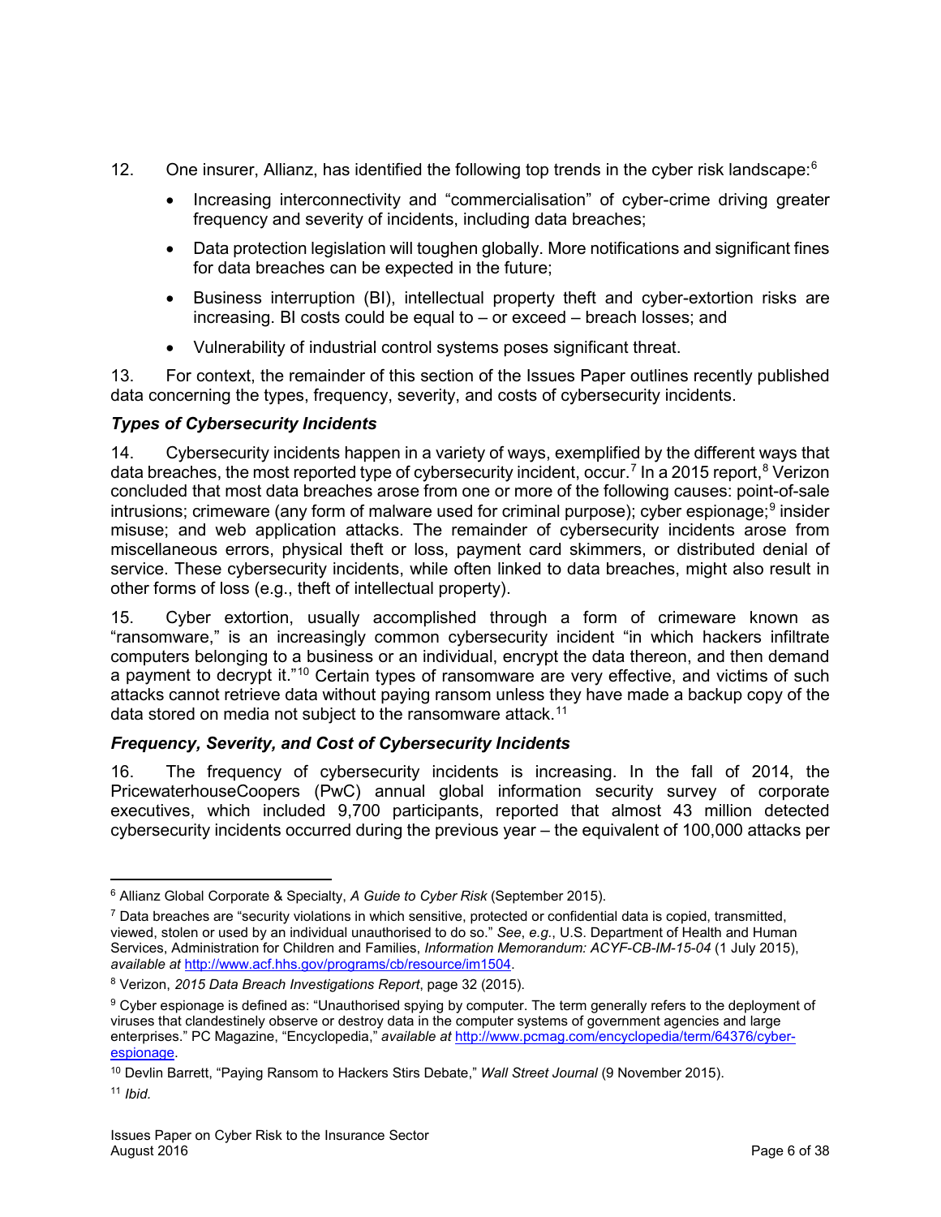12. One insurer, Allianz, has identified the following top trends in the cyber risk landscape:[6]

- Increasing interconnectivity and "commercialisation" of cyber-crime driving greater frequency and severity of incidents, including data breaches;
- Data protection legislation will toughen globally. More notifications and significant fines for data breaches can be expected in the future;
- Business interruption (BI), intellectual property theft and cyber-extortion risks are increasing. BI costs could be equal to – or exceed – breach losses; and
- Vulnerability of industrial control systems poses significant threat.

13. For context, the remainder of this section of the Issues Paper outlines recently published data concerning the types, frequency, severity, and costs of cybersecurity incidents.

### *Types of Cybersecurity Incidents*

14. Cybersecurity incidents happen in a variety of ways, exemplified by the different ways that data breaches, the most reported type of cybersecurity incident, occur.[7] In a 2015 report,[8] Verizon concluded that most data breaches arose from one or more of the following causes: point-of-sale intrusions; crimeware (any form of malware used for criminal purpose); cyber espionage;[9] insider misuse; and web application attacks. The remainder of cybersecurity incidents arose from miscellaneous errors, physical theft or loss, payment card skimmers, or distributed denial of service. These cybersecurity incidents, while often linked to data breaches, might also result in other forms of loss (e.g., theft of intellectual property).

15. Cyber extortion, usually accomplished through a form of crimeware known as "ransomware," is an increasingly common cybersecurity incident "in which hackers infiltrate computers belonging to a business or an individual, encrypt the data thereon, and then demand a payment to decrypt it."[10] Certain types of ransomware are very effective, and victims of such attacks cannot retrieve data without paying ransom unless they have made a backup copy of the data stored on media not subject to the ransomware attack.[11]

### *Frequency, Severity, and Cost of Cybersecurity Incidents*

16. The frequency of cybersecurity incidents is increasing. In the fall of 2014, the PricewaterhouseCoopers (PwC) annual global information security survey of corporate executives, which included 9,700 participants, reported that almost 43 million detected cybersecurity incidents occurred during the previous year – the equivalent of 100,000 attacks per

---

[6] Allianz Global Corporate & Specialty, *A Guide to Cyber Risk* (September 2015).

[7] Data breaches are "security violations in which sensitive, protected or confidential data is copied, transmitted, viewed, stolen or used by an individual unauthorised to do so." *See*, *e.g.*, U.S. Department of Health and Human Services, Administration for Children and Families, *Information Memorandum: ACYF-CB-IM-15-04* (1 July 2015), *available at* http://www.acf.hhs.gov/programs/cb/resource/im1504.

[8] Verizon, *2015 Data Breach Investigations Report*, page 32 (2015).

[9] Cyber espionage is defined as: "Unauthorised spying by computer. The term generally refers to the deployment of viruses that clandestinely observe or destroy data in the computer systems of government agencies and large enterprises." PC Magazine, "Encyclopedia," *available at* http://www.pcmag.com/encyclopedia/term/64376/cyber-espionage.

[10] Devlin Barrett, "Paying Ransom to Hackers Stirs Debate," *Wall Street Journal* (9 November 2015).

[11] *Ibid.*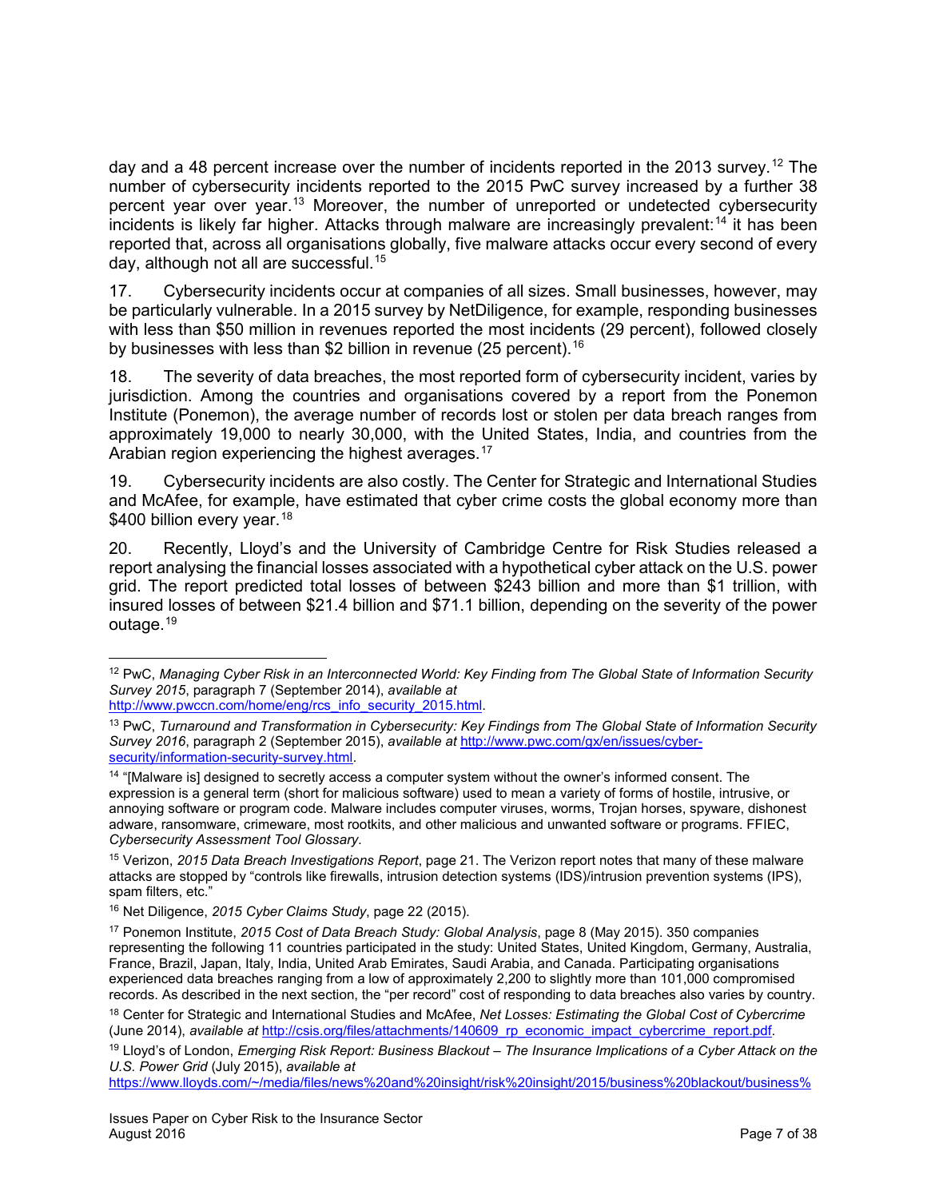day and a 48 percent increase over the number of incidents reported in the 2013 survey.[12] The number of cybersecurity incidents reported to the 2015 PwC survey increased by a further 38 percent year over year.[13] Moreover, the number of unreported or undetected cybersecurity incidents is likely far higher. Attacks through malware are increasingly prevalent:[14] it has been reported that, across all organisations globally, five malware attacks occur every second of every day, although not all are successful.[15]

17. Cybersecurity incidents occur at companies of all sizes. Small businesses, however, may be particularly vulnerable. In a 2015 survey by NetDiligence, for example, responding businesses with less than $50 million in revenues reported the most incidents (29 percent), followed closely by businesses with less than $2 billion in revenue (25 percent).[16]

18. The severity of data breaches, the most reported form of cybersecurity incident, varies by jurisdiction. Among the countries and organisations covered by a report from the Ponemon Institute (Ponemon), the average number of records lost or stolen per data breach ranges from approximately 19,000 to nearly 30,000, with the United States, India, and countries from the Arabian region experiencing the highest averages.[17]

19. Cybersecurity incidents are also costly. The Center for Strategic and International Studies and McAfee, for example, have estimated that cyber crime costs the global economy more than $400 billion every year.[18]

20. Recently, Lloyd's and the University of Cambridge Centre for Risk Studies released a report analysing the financial losses associated with a hypothetical cyber attack on the U.S. power grid. The report predicted total losses of between $243 billion and more than $1 trillion, with insured losses of between $21.4 billion and $71.1 billion, depending on the severity of the power outage.[19]

---

[12] PwC, *Managing Cyber Risk in an Interconnected World: Key Finding from The Global State of Information Security Survey 2015*, paragraph 7 (September 2014), *available at* http://www.pwccn.com/home/eng/rcs_info_security_2015.html.

[13] PwC, *Turnaround and Transformation in Cybersecurity: Key Findings from The Global State of Information Security Survey 2016*, paragraph 2 (September 2015), *available at* http://www.pwc.com/gx/en/issues/cyber-security/information-security-survey.html.

[14] "[Malware is] designed to secretly access a computer system without the owner's informed consent. The expression is a general term (short for malicious software) used to mean a variety of forms of hostile, intrusive, or annoying software or program code. Malware includes computer viruses, worms, Trojan horses, spyware, dishonest adware, ransomware, crimeware, most rootkits, and other malicious and unwanted software or programs. FFIEC, *Cybersecurity Assessment Tool Glossary*.

[15] Verizon, *2015 Data Breach Investigations Report*, page 21. The Verizon report notes that many of these malware attacks are stopped by "controls like firewalls, intrusion detection systems (IDS)/intrusion prevention systems (IPS), spam filters, etc."

[16] Net Diligence, *2015 Cyber Claims Study*, page 22 (2015).

[17] Ponemon Institute, *2015 Cost of Data Breach Study: Global Analysis*, page 8 (May 2015). 350 companies representing the following 11 countries participated in the study: United States, United Kingdom, Germany, Australia, France, Brazil, Japan, Italy, India, United Arab Emirates, Saudi Arabia, and Canada. Participating organisations experienced data breaches ranging from a low of approximately 2,200 to slightly more than 101,000 compromised records. As described in the next section, the "per record" cost of responding to data breaches also varies by country.

[18] Center for Strategic and International Studies and McAfee, *Net Losses: Estimating the Global Cost of Cybercrime* (June 2014), *available at* http://csis.org/files/attachments/140609_rp_economic_impact_cybercrime_report.pdf.

[19] Lloyd's of London, *Emerging Risk Report: Business Blackout – The Insurance Implications of a Cyber Attack on the U.S. Power Grid* (July 2015), *available at* https://www.lloyds.com/~/media/files/news%20and%20insight/risk%20insight/2015/business%20blackout/business%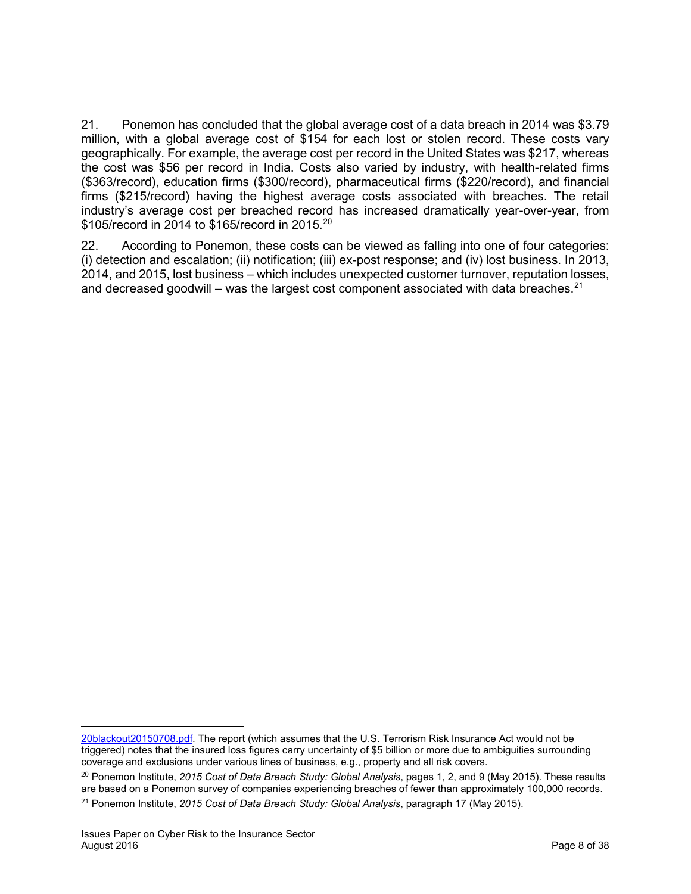21. Ponemon has concluded that the global average cost of a data breach in 2014 was $3.79 million, with a global average cost of $154 for each lost or stolen record. These costs vary geographically. For example, the average cost per record in the United States was $217, whereas the cost was $56 per record in India. Costs also varied by industry, with health-related firms ($363/record), education firms ($300/record), pharmaceutical firms ($220/record), and financial firms ($215/record) having the highest average costs associated with breaches. The retail industry's average cost per breached record has increased dramatically year-over-year, from $105/record in 2014 to $165/record in 2015.[20]

22. According to Ponemon, these costs can be viewed as falling into one of four categories: (i) detection and escalation; (ii) notification; (iii) ex-post response; and (iv) lost business. In 2013, 2014, and 2015, lost business – which includes unexpected customer turnover, reputation losses, and decreased goodwill – was the largest cost component associated with data breaches.[21]

---

20blackout20150708.pdf. The report (which assumes that the U.S. Terrorism Risk Insurance Act would not be triggered) notes that the insured loss figures carry uncertainty of $5 billion or more due to ambiguities surrounding coverage and exclusions under various lines of business, e.g., property and all risk covers.

[20] Ponemon Institute, *2015 Cost of Data Breach Study: Global Analysis*, pages 1, 2, and 9 (May 2015). These results are based on a Ponemon survey of companies experiencing breaches of fewer than approximately 100,000 records.

[21] Ponemon Institute, *2015 Cost of Data Breach Study: Global Analysis*, paragraph 17 (May 2015).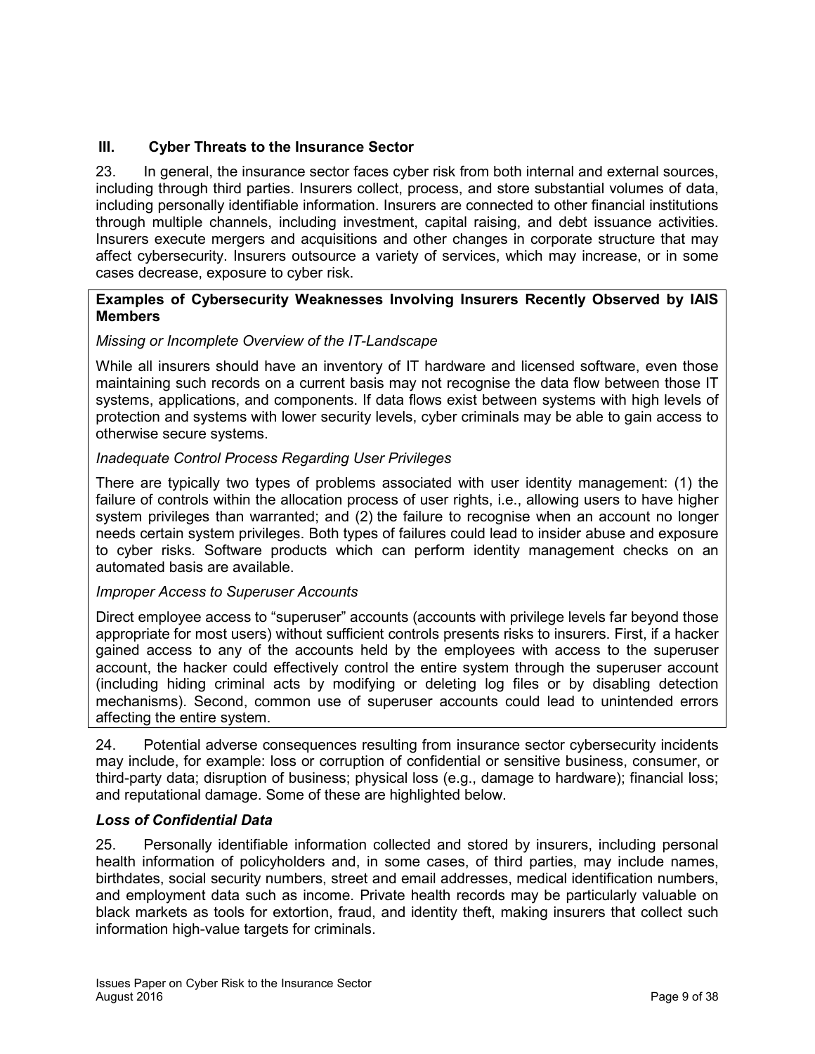## III. Cyber Threats to the Insurance Sector

23. In general, the insurance sector faces cyber risk from both internal and external sources, including through third parties. Insurers collect, process, and store substantial volumes of data, including personally identifiable information. Insurers are connected to other financial institutions through multiple channels, including investment, capital raising, and debt issuance activities. Insurers execute mergers and acquisitions and other changes in corporate structure that may affect cybersecurity. Insurers outsource a variety of services, which may increase, or in some cases decrease, exposure to cyber risk.

**Examples of Cybersecurity Weaknesses Involving Insurers Recently Observed by IAIS Members**

*Missing or Incomplete Overview of the IT-Landscape*

While all insurers should have an inventory of IT hardware and licensed software, even those maintaining such records on a current basis may not recognise the data flow between those IT systems, applications, and components. If data flows exist between systems with high levels of protection and systems with lower security levels, cyber criminals may be able to gain access to otherwise secure systems.

*Inadequate Control Process Regarding User Privileges*

There are typically two types of problems associated with user identity management: (1) the failure of controls within the allocation process of user rights, i.e., allowing users to have higher system privileges than warranted; and (2) the failure to recognise when an account no longer needs certain system privileges. Both types of failures could lead to insider abuse and exposure to cyber risks. Software products which can perform identity management checks on an automated basis are available.

*Improper Access to Superuser Accounts*

Direct employee access to "superuser" accounts (accounts with privilege levels far beyond those appropriate for most users) without sufficient controls presents risks to insurers. First, if a hacker gained access to any of the accounts held by the employees with access to the superuser account, the hacker could effectively control the entire system through the superuser account (including hiding criminal acts by modifying or deleting log files or by disabling detection mechanisms). Second, common use of superuser accounts could lead to unintended errors affecting the entire system.

24. Potential adverse consequences resulting from insurance sector cybersecurity incidents may include, for example: loss or corruption of confidential or sensitive business, consumer, or third-party data; disruption of business; physical loss (e.g., damage to hardware); financial loss; and reputational damage. Some of these are highlighted below.

### *Loss of Confidential Data*

25. Personally identifiable information collected and stored by insurers, including personal health information of policyholders and, in some cases, of third parties, may include names, birthdates, social security numbers, street and email addresses, medical identification numbers, and employment data such as income. Private health records may be particularly valuable on black markets as tools for extortion, fraud, and identity theft, making insurers that collect such information high-value targets for criminals.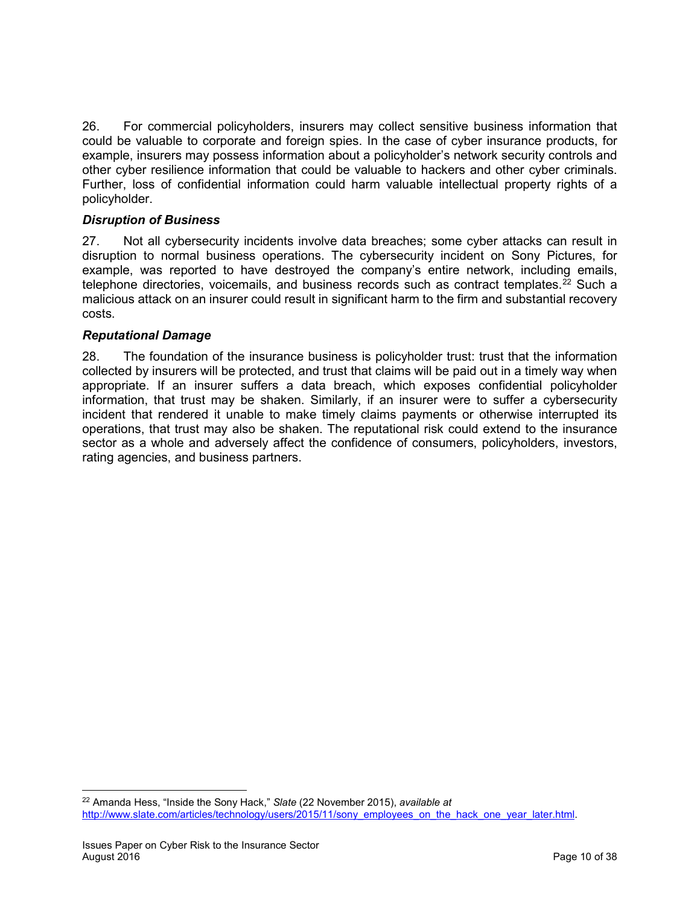26. For commercial policyholders, insurers may collect sensitive business information that could be valuable to corporate and foreign spies. In the case of cyber insurance products, for example, insurers may possess information about a policyholder's network security controls and other cyber resilience information that could be valuable to hackers and other cyber criminals. Further, loss of confidential information could harm valuable intellectual property rights of a policyholder.

### *Disruption of Business*

27. Not all cybersecurity incidents involve data breaches; some cyber attacks can result in disruption to normal business operations. The cybersecurity incident on Sony Pictures, for example, was reported to have destroyed the company's entire network, including emails, telephone directories, voicemails, and business records such as contract templates.[22] Such a malicious attack on an insurer could result in significant harm to the firm and substantial recovery costs.

### *Reputational Damage*

28. The foundation of the insurance business is policyholder trust: trust that the information collected by insurers will be protected, and trust that claims will be paid out in a timely way when appropriate. If an insurer suffers a data breach, which exposes confidential policyholder information, that trust may be shaken. Similarly, if an insurer were to suffer a cybersecurity incident that rendered it unable to make timely claims payments or otherwise interrupted its operations, that trust may also be shaken. The reputational risk could extend to the insurance sector as a whole and adversely affect the confidence of consumers, policyholders, investors, rating agencies, and business partners.

---

[22] Amanda Hess, "Inside the Sony Hack," *Slate* (22 November 2015), *available at* http://www.slate.com/articles/technology/users/2015/11/sony_employees_on_the_hack_one_year_later.html.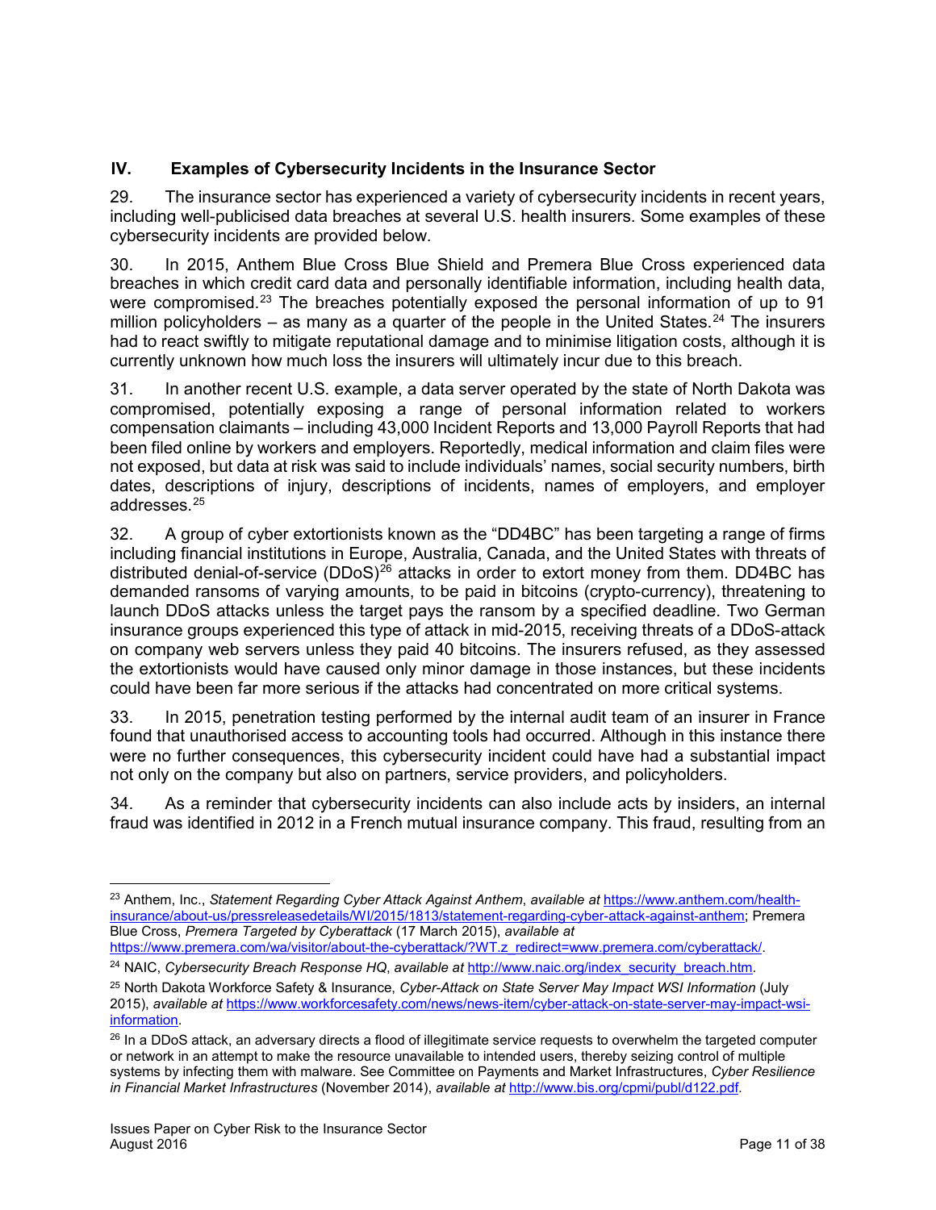## IV. Examples of Cybersecurity Incidents in the Insurance Sector

29. The insurance sector has experienced a variety of cybersecurity incidents in recent years, including well-publicised data breaches at several U.S. health insurers. Some examples of these cybersecurity incidents are provided below.

30. In 2015, Anthem Blue Cross Blue Shield and Premera Blue Cross experienced data breaches in which credit card data and personally identifiable information, including health data, were compromised.[23] The breaches potentially exposed the personal information of up to 91 million policyholders – as many as a quarter of the people in the United States.[24] The insurers had to react swiftly to mitigate reputational damage and to minimise litigation costs, although it is currently unknown how much loss the insurers will ultimately incur due to this breach.

31. In another recent U.S. example, a data server operated by the state of North Dakota was compromised, potentially exposing a range of personal information related to workers compensation claimants – including 43,000 Incident Reports and 13,000 Payroll Reports that had been filed online by workers and employers. Reportedly, medical information and claim files were not exposed, but data at risk was said to include individuals' names, social security numbers, birth dates, descriptions of injury, descriptions of incidents, names of employers, and employer addresses.[25]

32. A group of cyber extortionists known as the "DD4BC" has been targeting a range of firms including financial institutions in Europe, Australia, Canada, and the United States with threats of distributed denial-of-service (DDoS)[26] attacks in order to extort money from them. DD4BC has demanded ransoms of varying amounts, to be paid in bitcoins (crypto-currency), threatening to launch DDoS attacks unless the target pays the ransom by a specified deadline. Two German insurance groups experienced this type of attack in mid-2015, receiving threats of a DDoS-attack on company web servers unless they paid 40 bitcoins. The insurers refused, as they assessed the extortionists would have caused only minor damage in those instances, but these incidents could have been far more serious if the attacks had concentrated on more critical systems.

33. In 2015, penetration testing performed by the internal audit team of an insurer in France found that unauthorised access to accounting tools had occurred. Although in this instance there were no further consequences, this cybersecurity incident could have had a substantial impact not only on the company but also on partners, service providers, and policyholders.

34. As a reminder that cybersecurity incidents can also include acts by insiders, an internal fraud was identified in 2012 in a French mutual insurance company. This fraud, resulting from an

---

[23] Anthem, Inc., *Statement Regarding Cyber Attack Against Anthem*, *available at* https://www.anthem.com/health-insurance/about-us/pressreleasedetails/WI/2015/1813/statement-regarding-cyber-attack-against-anthem; Premera Blue Cross, *Premera Targeted by Cyberattack* (17 March 2015), *available at* https://www.premera.com/wa/visitor/about-the-cyberattack/?WT.z_redirect=www.premera.com/cyberattack/.

[24] NAIC, *Cybersecurity Breach Response HQ*, *available at* http://www.naic.org/index_security_breach.htm.

[25] North Dakota Workforce Safety & Insurance, *Cyber-Attack on State Server May Impact WSI Information* (July 2015), *available at* https://www.workforcesafety.com/news/news-item/cyber-attack-on-state-server-may-impact-wsi-information.

[26] In a DDoS attack, an adversary directs a flood of illegitimate service requests to overwhelm the targeted computer or network in an attempt to make the resource unavailable to intended users, thereby seizing control of multiple systems by infecting them with malware. See Committee on Payments and Market Infrastructures, *Cyber Resilience in Financial Market Infrastructures* (November 2014), *available at* http://www.bis.org/cpmi/publ/d122.pdf.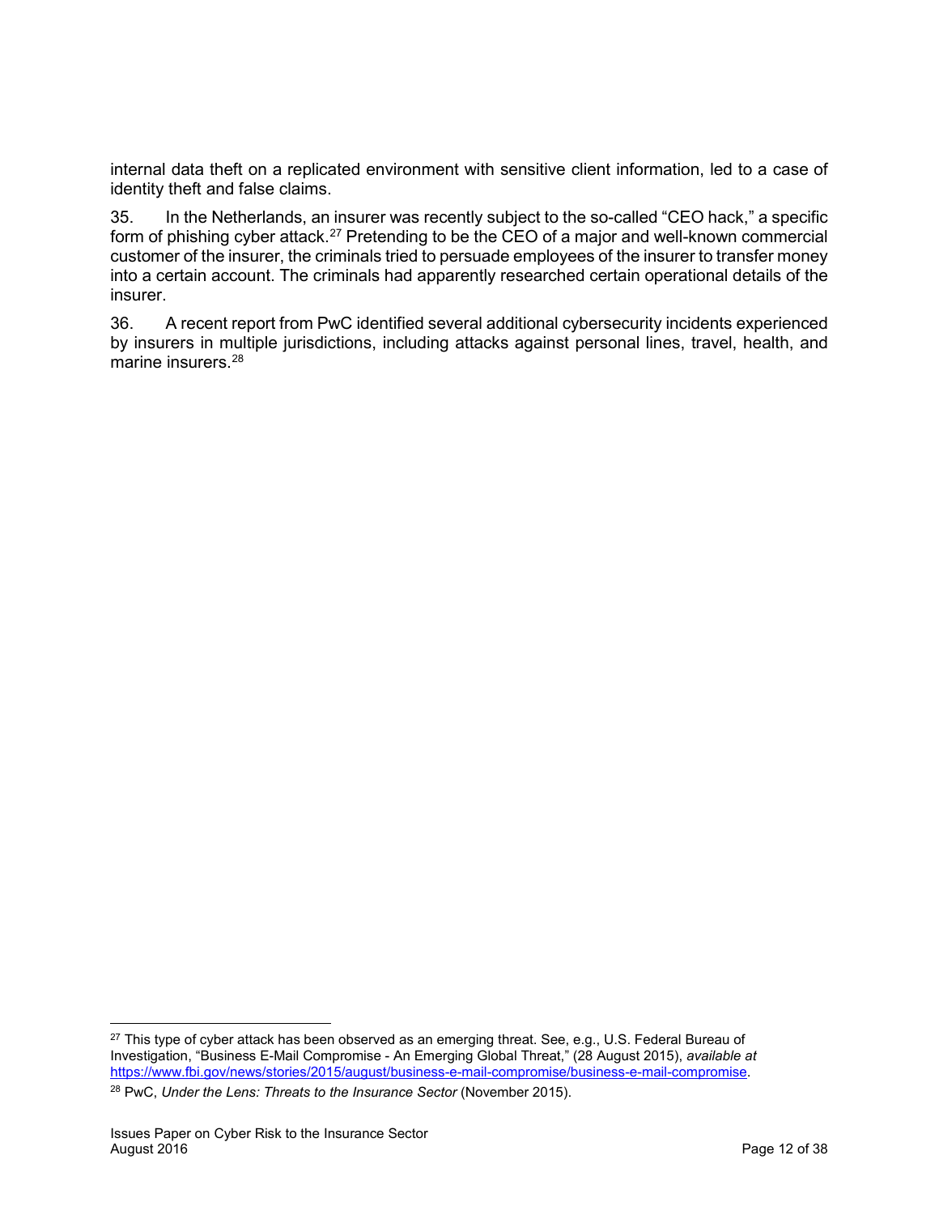internal data theft on a replicated environment with sensitive client information, led to a case of identity theft and false claims.

35. In the Netherlands, an insurer was recently subject to the so-called "CEO hack," a specific form of phishing cyber attack.[27] Pretending to be the CEO of a major and well-known commercial customer of the insurer, the criminals tried to persuade employees of the insurer to transfer money into a certain account. The criminals had apparently researched certain operational details of the insurer.

36. A recent report from PwC identified several additional cybersecurity incidents experienced by insurers in multiple jurisdictions, including attacks against personal lines, travel, health, and marine insurers.[28]

---

[27] This type of cyber attack has been observed as an emerging threat. See, e.g., U.S. Federal Bureau of Investigation, "Business E-Mail Compromise - An Emerging Global Threat," (28 August 2015), *available at* https://www.fbi.gov/news/stories/2015/august/business-e-mail-compromise/business-e-mail-compromise.

[28] PwC, *Under the Lens: Threats to the Insurance Sector* (November 2015).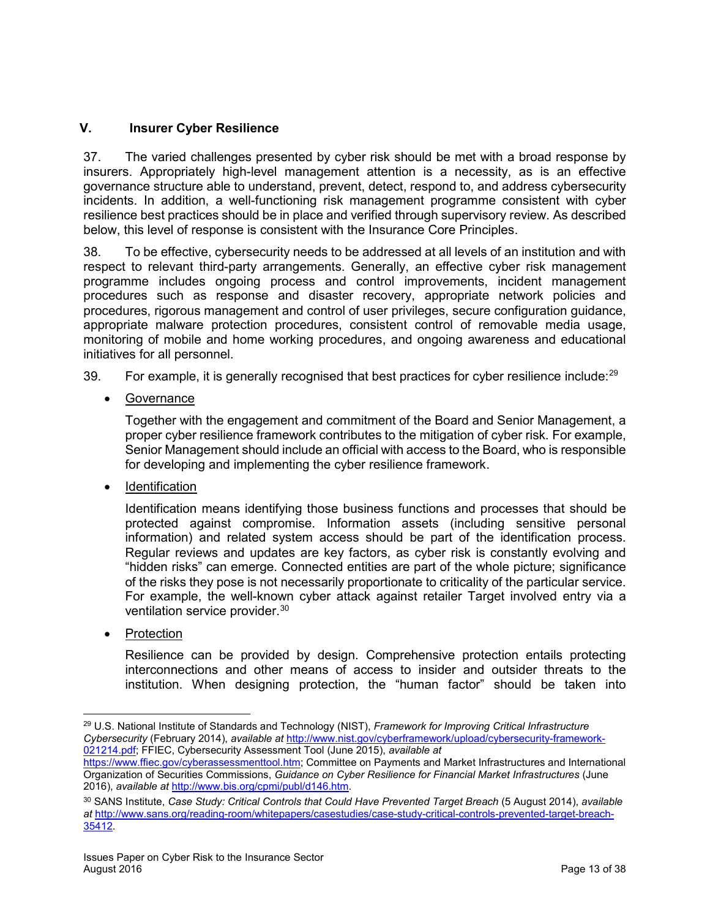## V. Insurer Cyber Resilience

37. The varied challenges presented by cyber risk should be met with a broad response by insurers. Appropriately high-level management attention is a necessity, as is an effective governance structure able to understand, prevent, detect, respond to, and address cybersecurity incidents. In addition, a well-functioning risk management programme consistent with cyber resilience best practices should be in place and verified through supervisory review. As described below, this level of response is consistent with the Insurance Core Principles.

38. To be effective, cybersecurity needs to be addressed at all levels of an institution and with respect to relevant third-party arrangements. Generally, an effective cyber risk management programme includes ongoing process and control improvements, incident management procedures such as response and disaster recovery, appropriate network policies and procedures, rigorous management and control of user privileges, secure configuration guidance, appropriate malware protection procedures, consistent control of removable media usage, monitoring of mobile and home working procedures, and ongoing awareness and educational initiatives for all personnel.

39. For example, it is generally recognised that best practices for cyber resilience include:[29]

- Governance

  Together with the engagement and commitment of the Board and Senior Management, a proper cyber resilience framework contributes to the mitigation of cyber risk. For example, Senior Management should include an official with access to the Board, who is responsible for developing and implementing the cyber resilience framework.

- Identification

  Identification means identifying those business functions and processes that should be protected against compromise. Information assets (including sensitive personal information) and related system access should be part of the identification process. Regular reviews and updates are key factors, as cyber risk is constantly evolving and "hidden risks" can emerge. Connected entities are part of the whole picture; significance of the risks they pose is not necessarily proportionate to criticality of the particular service. For example, the well-known cyber attack against retailer Target involved entry via a ventilation service provider.[30]

- Protection

  Resilience can be provided by design. Comprehensive protection entails protecting interconnections and other means of access to insider and outsider threats to the institution. When designing protection, the "human factor" should be taken into

---

[29] U.S. National Institute of Standards and Technology (NIST), *Framework for Improving Critical Infrastructure Cybersecurity* (February 2014), *available at* http://www.nist.gov/cyberframework/upload/cybersecurity-framework-021214.pdf; FFIEC, Cybersecurity Assessment Tool (June 2015), *available at* https://www.ffiec.gov/cyberassessmenttool.htm; Committee on Payments and Market Infrastructures and International Organization of Securities Commissions, *Guidance on Cyber Resilience for Financial Market Infrastructures* (June 2016), *available at* http://www.bis.org/cpmi/publ/d146.htm.

[30] SANS Institute, *Case Study: Critical Controls that Could Have Prevented Target Breach* (5 August 2014), *available at* http://www.sans.org/reading-room/whitepapers/casestudies/case-study-critical-controls-prevented-target-breach-35412.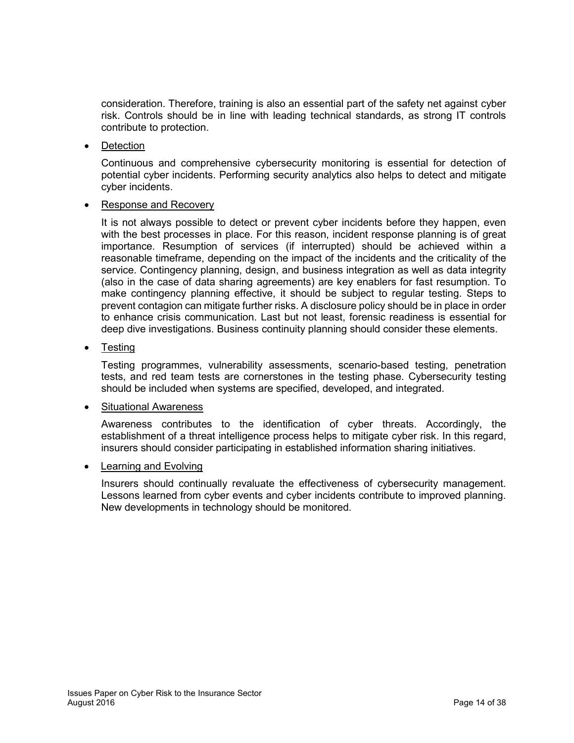consideration. Therefore, training is also an essential part of the safety net against cyber risk. Controls should be in line with leading technical standards, as strong IT controls contribute to protection.

- Detection

  Continuous and comprehensive cybersecurity monitoring is essential for detection of potential cyber incidents. Performing security analytics also helps to detect and mitigate cyber incidents.

- Response and Recovery

  It is not always possible to detect or prevent cyber incidents before they happen, even with the best processes in place. For this reason, incident response planning is of great importance. Resumption of services (if interrupted) should be achieved within a reasonable timeframe, depending on the impact of the incidents and the criticality of the service. Contingency planning, design, and business integration as well as data integrity (also in the case of data sharing agreements) are key enablers for fast resumption. To make contingency planning effective, it should be subject to regular testing. Steps to prevent contagion can mitigate further risks. A disclosure policy should be in place in order to enhance crisis communication. Last but not least, forensic readiness is essential for deep dive investigations. Business continuity planning should consider these elements.

- Testing

  Testing programmes, vulnerability assessments, scenario-based testing, penetration tests, and red team tests are cornerstones in the testing phase. Cybersecurity testing should be included when systems are specified, developed, and integrated.

- Situational Awareness

  Awareness contributes to the identification of cyber threats. Accordingly, the establishment of a threat intelligence process helps to mitigate cyber risk. In this regard, insurers should consider participating in established information sharing initiatives.

- Learning and Evolving

  Insurers should continually revaluate the effectiveness of cybersecurity management. Lessons learned from cyber events and cyber incidents contribute to improved planning. New developments in technology should be monitored.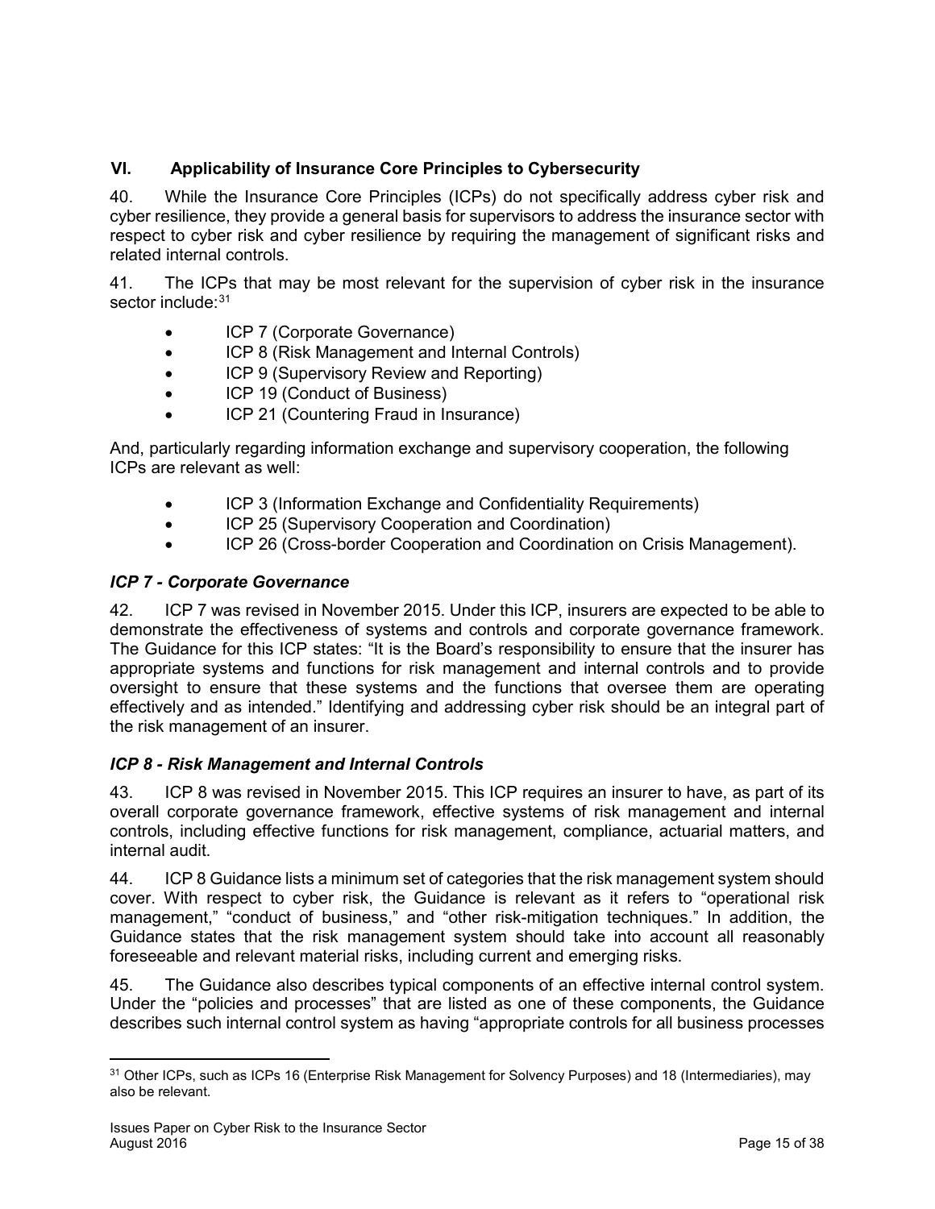## VI. Applicability of Insurance Core Principles to Cybersecurity

40. While the Insurance Core Principles (ICPs) do not specifically address cyber risk and cyber resilience, they provide a general basis for supervisors to address the insurance sector with respect to cyber risk and cyber resilience by requiring the management of significant risks and related internal controls.

41. The ICPs that may be most relevant for the supervision of cyber risk in the insurance sector include:[31]

- ICP 7 (Corporate Governance)
- ICP 8 (Risk Management and Internal Controls)
- ICP 9 (Supervisory Review and Reporting)
- ICP 19 (Conduct of Business)
- ICP 21 (Countering Fraud in Insurance)

And, particularly regarding information exchange and supervisory cooperation, the following ICPs are relevant as well:

- ICP 3 (Information Exchange and Confidentiality Requirements)
- ICP 25 (Supervisory Cooperation and Coordination)
- ICP 26 (Cross-border Cooperation and Coordination on Crisis Management).

### *ICP 7 - Corporate Governance*

42. ICP 7 was revised in November 2015. Under this ICP, insurers are expected to be able to demonstrate the effectiveness of systems and controls and corporate governance framework. The Guidance for this ICP states: "It is the Board's responsibility to ensure that the insurer has appropriate systems and functions for risk management and internal controls and to provide oversight to ensure that these systems and the functions that oversee them are operating effectively and as intended." Identifying and addressing cyber risk should be an integral part of the risk management of an insurer.

### *ICP 8 - Risk Management and Internal Controls*

43. ICP 8 was revised in November 2015. This ICP requires an insurer to have, as part of its overall corporate governance framework, effective systems of risk management and internal controls, including effective functions for risk management, compliance, actuarial matters, and internal audit.

44. ICP 8 Guidance lists a minimum set of categories that the risk management system should cover. With respect to cyber risk, the Guidance is relevant as it refers to "operational risk management," "conduct of business," and "other risk-mitigation techniques." In addition, the Guidance states that the risk management system should take into account all reasonably foreseeable and relevant material risks, including current and emerging risks.

45. The Guidance also describes typical components of an effective internal control system. Under the "policies and processes" that are listed as one of these components, the Guidance describes such internal control system as having "appropriate controls for all business processes

---

[31] Other ICPs, such as ICPs 16 (Enterprise Risk Management for Solvency Purposes) and 18 (Intermediaries), may also be relevant.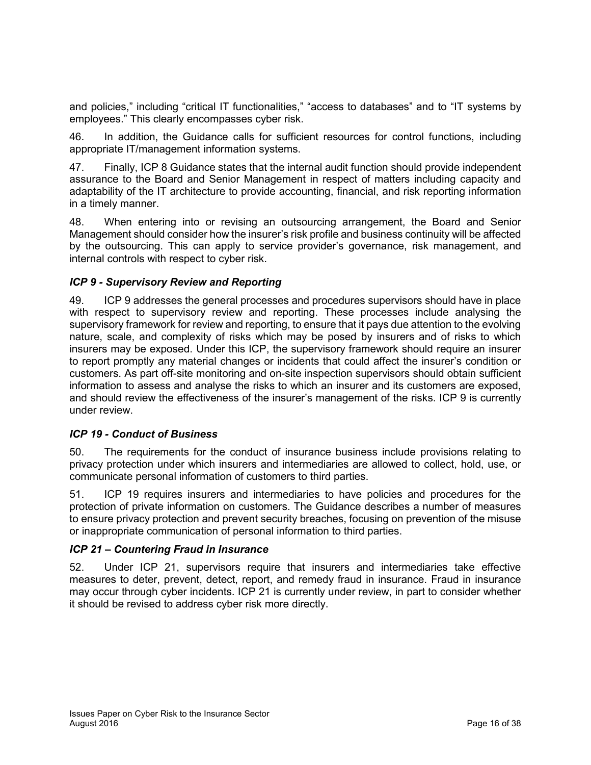and policies," including "critical IT functionalities," "access to databases" and to "IT systems by employees." This clearly encompasses cyber risk.

46. In addition, the Guidance calls for sufficient resources for control functions, including appropriate IT/management information systems.

47. Finally, ICP 8 Guidance states that the internal audit function should provide independent assurance to the Board and Senior Management in respect of matters including capacity and adaptability of the IT architecture to provide accounting, financial, and risk reporting information in a timely manner.

48. When entering into or revising an outsourcing arrangement, the Board and Senior Management should consider how the insurer's risk profile and business continuity will be affected by the outsourcing. This can apply to service provider's governance, risk management, and internal controls with respect to cyber risk.

### *ICP 9 - Supervisory Review and Reporting*

49. ICP 9 addresses the general processes and procedures supervisors should have in place with respect to supervisory review and reporting. These processes include analysing the supervisory framework for review and reporting, to ensure that it pays due attention to the evolving nature, scale, and complexity of risks which may be posed by insurers and of risks to which insurers may be exposed. Under this ICP, the supervisory framework should require an insurer to report promptly any material changes or incidents that could affect the insurer's condition or customers. As part off-site monitoring and on-site inspection supervisors should obtain sufficient information to assess and analyse the risks to which an insurer and its customers are exposed, and should review the effectiveness of the insurer's management of the risks. ICP 9 is currently under review.

### *ICP 19 - Conduct of Business*

50. The requirements for the conduct of insurance business include provisions relating to privacy protection under which insurers and intermediaries are allowed to collect, hold, use, or communicate personal information of customers to third parties.

51. ICP 19 requires insurers and intermediaries to have policies and procedures for the protection of private information on customers. The Guidance describes a number of measures to ensure privacy protection and prevent security breaches, focusing on prevention of the misuse or inappropriate communication of personal information to third parties.

### *ICP 21 – Countering Fraud in Insurance*

52. Under ICP 21, supervisors require that insurers and intermediaries take effective measures to deter, prevent, detect, report, and remedy fraud in insurance. Fraud in insurance may occur through cyber incidents. ICP 21 is currently under review, in part to consider whether it should be revised to address cyber risk more directly.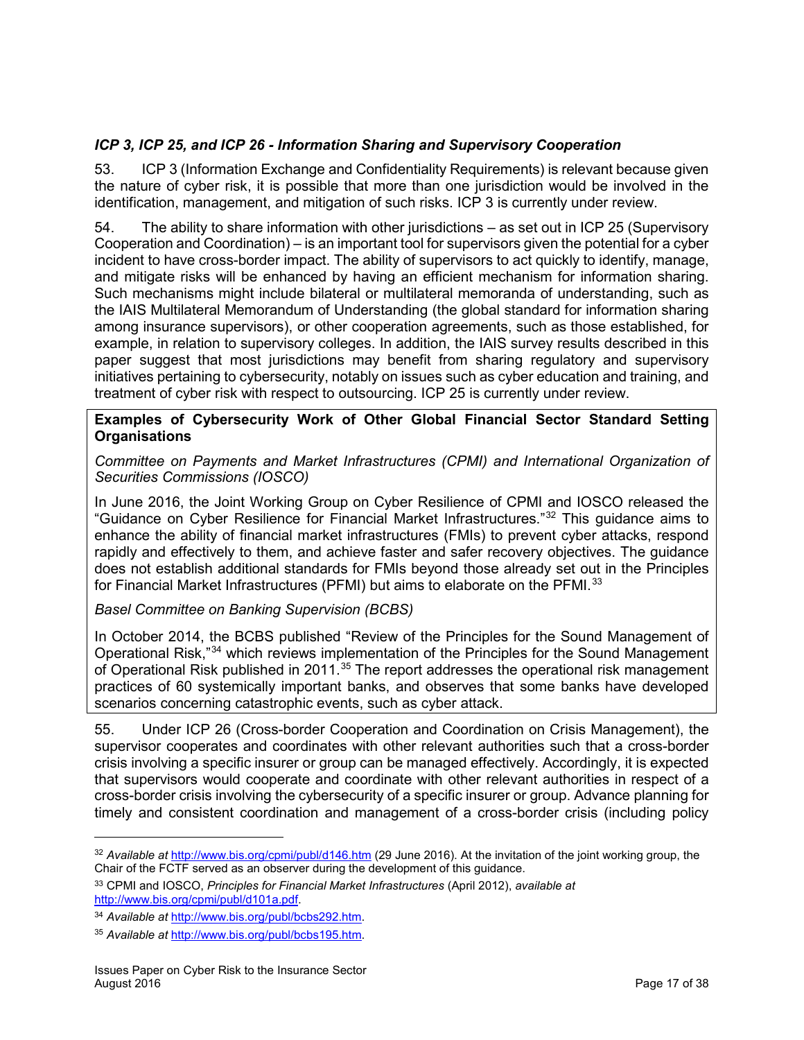### *ICP 3, ICP 25, and ICP 26 - Information Sharing and Supervisory Cooperation*

53. ICP 3 (Information Exchange and Confidentiality Requirements) is relevant because given the nature of cyber risk, it is possible that more than one jurisdiction would be involved in the identification, management, and mitigation of such risks. ICP 3 is currently under review.

54. The ability to share information with other jurisdictions – as set out in ICP 25 (Supervisory Cooperation and Coordination) – is an important tool for supervisors given the potential for a cyber incident to have cross-border impact. The ability of supervisors to act quickly to identify, manage, and mitigate risks will be enhanced by having an efficient mechanism for information sharing. Such mechanisms might include bilateral or multilateral memoranda of understanding, such as the IAIS Multilateral Memorandum of Understanding (the global standard for information sharing among insurance supervisors), or other cooperation agreements, such as those established, for example, in relation to supervisory colleges. In addition, the IAIS survey results described in this paper suggest that most jurisdictions may benefit from sharing regulatory and supervisory initiatives pertaining to cybersecurity, notably on issues such as cyber education and training, and treatment of cyber risk with respect to outsourcing. ICP 25 is currently under review.

**Examples of Cybersecurity Work of Other Global Financial Sector Standard Setting Organisations**

*Committee on Payments and Market Infrastructures (CPMI) and International Organization of Securities Commissions (IOSCO)*

In June 2016, the Joint Working Group on Cyber Resilience of CPMI and IOSCO released the "Guidance on Cyber Resilience for Financial Market Infrastructures."[32] This guidance aims to enhance the ability of financial market infrastructures (FMIs) to prevent cyber attacks, respond rapidly and effectively to them, and achieve faster and safer recovery objectives. The guidance does not establish additional standards for FMIs beyond those already set out in the Principles for Financial Market Infrastructures (PFMI) but aims to elaborate on the PFMI.[33]

*Basel Committee on Banking Supervision (BCBS)*

In October 2014, the BCBS published "Review of the Principles for the Sound Management of Operational Risk,"[34] which reviews implementation of the Principles for the Sound Management of Operational Risk published in 2011.[35] The report addresses the operational risk management practices of 60 systemically important banks, and observes that some banks have developed scenarios concerning catastrophic events, such as cyber attack.

55. Under ICP 26 (Cross-border Cooperation and Coordination on Crisis Management), the supervisor cooperates and coordinates with other relevant authorities such that a cross-border crisis involving a specific insurer or group can be managed effectively. Accordingly, it is expected that supervisors would cooperate and coordinate with other relevant authorities in respect of a cross-border crisis involving the cybersecurity of a specific insurer or group. Advance planning for timely and consistent coordination and management of a cross-border crisis (including policy

---

[32] *Available at* http://www.bis.org/cpmi/publ/d146.htm (29 June 2016). At the invitation of the joint working group, the Chair of the FCTF served as an observer during the development of this guidance.

[33] CPMI and IOSCO, *Principles for Financial Market Infrastructures* (April 2012), *available at* http://www.bis.org/cpmi/publ/d101a.pdf.

[34] *Available at* http://www.bis.org/publ/bcbs292.htm.

[35] *Available at* http://www.bis.org/publ/bcbs195.htm.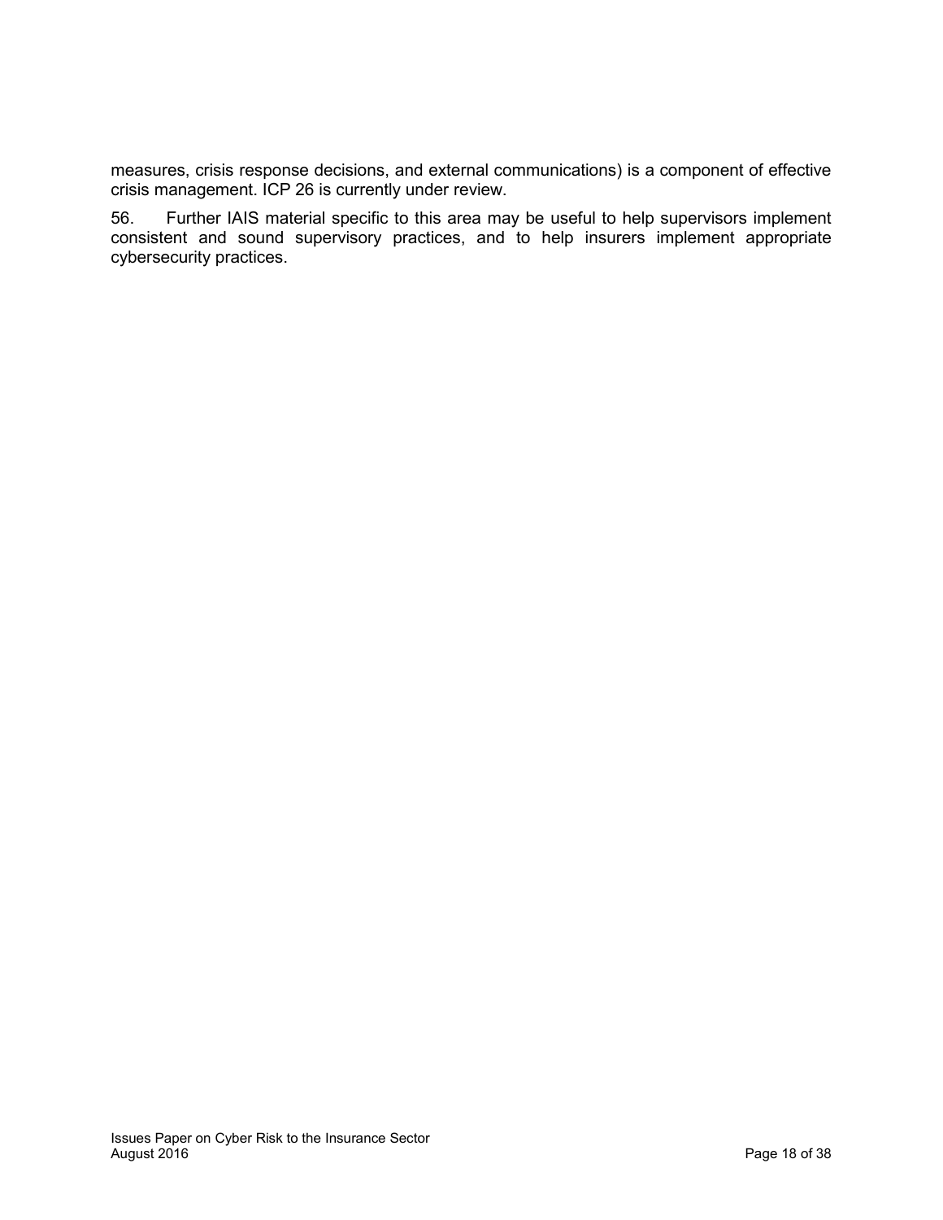measures, crisis response decisions, and external communications) is a component of effective crisis management. ICP 26 is currently under review.

56. Further IAIS material specific to this area may be useful to help supervisors implement consistent and sound supervisory practices, and to help insurers implement appropriate cybersecurity practices.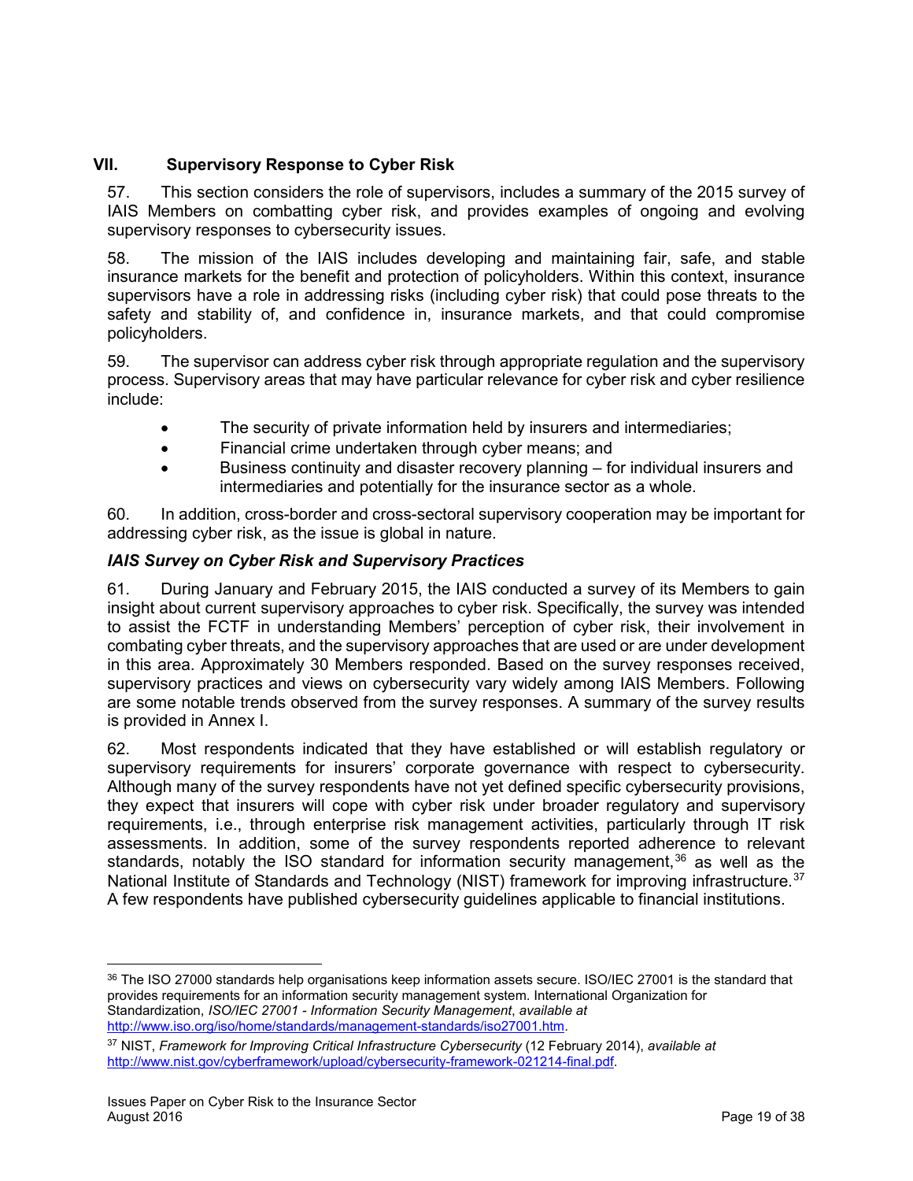## VII. Supervisory Response to Cyber Risk

57. This section considers the role of supervisors, includes a summary of the 2015 survey of IAIS Members on combatting cyber risk, and provides examples of ongoing and evolving supervisory responses to cybersecurity issues.

58. The mission of the IAIS includes developing and maintaining fair, safe, and stable insurance markets for the benefit and protection of policyholders. Within this context, insurance supervisors have a role in addressing risks (including cyber risk) that could pose threats to the safety and stability of, and confidence in, insurance markets, and that could compromise policyholders.

59. The supervisor can address cyber risk through appropriate regulation and the supervisory process. Supervisory areas that may have particular relevance for cyber risk and cyber resilience include:

- The security of private information held by insurers and intermediaries;
- Financial crime undertaken through cyber means; and
- Business continuity and disaster recovery planning – for individual insurers and intermediaries and potentially for the insurance sector as a whole.

60. In addition, cross-border and cross-sectoral supervisory cooperation may be important for addressing cyber risk, as the issue is global in nature.

### *IAIS Survey on Cyber Risk and Supervisory Practices*

61. During January and February 2015, the IAIS conducted a survey of its Members to gain insight about current supervisory approaches to cyber risk. Specifically, the survey was intended to assist the FCTF in understanding Members' perception of cyber risk, their involvement in combating cyber threats, and the supervisory approaches that are used or are under development in this area. Approximately 30 Members responded. Based on the survey responses received, supervisory practices and views on cybersecurity vary widely among IAIS Members. Following are some notable trends observed from the survey responses. A summary of the survey results is provided in Annex I.

62. Most respondents indicated that they have established or will establish regulatory or supervisory requirements for insurers' corporate governance with respect to cybersecurity. Although many of the survey respondents have not yet defined specific cybersecurity provisions, they expect that insurers will cope with cyber risk under broader regulatory and supervisory requirements, i.e., through enterprise risk management activities, particularly through IT risk assessments. In addition, some of the survey respondents reported adherence to relevant standards, notably the ISO standard for information security management,[36] as well as the National Institute of Standards and Technology (NIST) framework for improving infrastructure.[37] A few respondents have published cybersecurity guidelines applicable to financial institutions.

---

[36] The ISO 27000 standards help organisations keep information assets secure. ISO/IEC 27001 is the standard that provides requirements for an information security management system. International Organization for Standardization, *ISO/IEC 27001 - Information Security Management*, *available at* http://www.iso.org/iso/home/standards/management-standards/iso27001.htm.

[37] NIST, *Framework for Improving Critical Infrastructure Cybersecurity* (12 February 2014), *available at* http://www.nist.gov/cyberframework/upload/cybersecurity-framework-021214-final.pdf.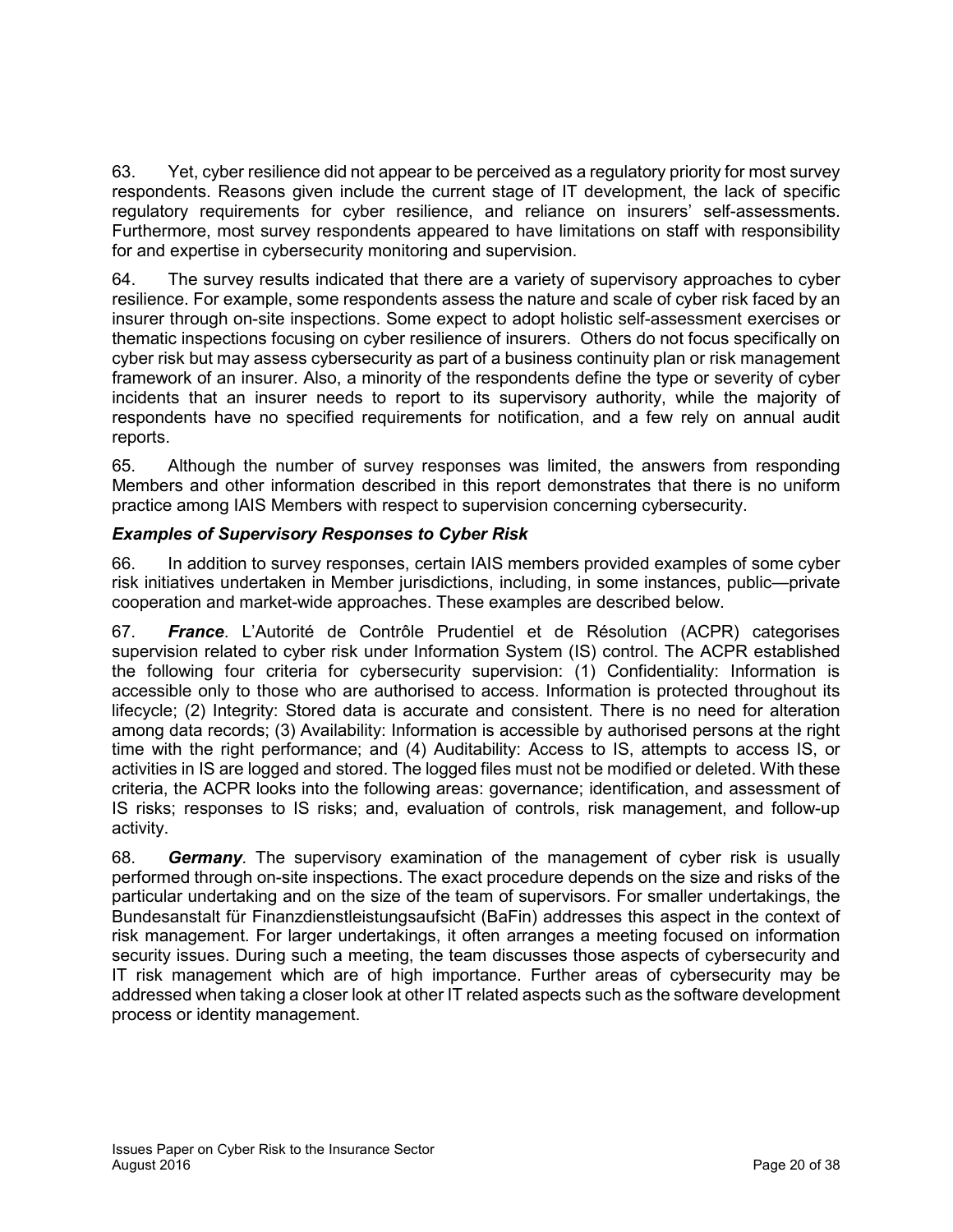63. Yet, cyber resilience did not appear to be perceived as a regulatory priority for most survey respondents. Reasons given include the current stage of IT development, the lack of specific regulatory requirements for cyber resilience, and reliance on insurers' self-assessments. Furthermore, most survey respondents appeared to have limitations on staff with responsibility for and expertise in cybersecurity monitoring and supervision.

64. The survey results indicated that there are a variety of supervisory approaches to cyber resilience. For example, some respondents assess the nature and scale of cyber risk faced by an insurer through on-site inspections. Some expect to adopt holistic self-assessment exercises or thematic inspections focusing on cyber resilience of insurers. Others do not focus specifically on cyber risk but may assess cybersecurity as part of a business continuity plan or risk management framework of an insurer. Also, a minority of the respondents define the type or severity of cyber incidents that an insurer needs to report to its supervisory authority, while the majority of respondents have no specified requirements for notification, and a few rely on annual audit reports.

65. Although the number of survey responses was limited, the answers from responding Members and other information described in this report demonstrates that there is no uniform practice among IAIS Members with respect to supervision concerning cybersecurity.

### *Examples of Supervisory Responses to Cyber Risk*

66. In addition to survey responses, certain IAIS members provided examples of some cyber risk initiatives undertaken in Member jurisdictions, including, in some instances, public—private cooperation and market-wide approaches. These examples are described below.

67. ***France***. L'Autorité de Contrôle Prudentiel et de Résolution (ACPR) categorises supervision related to cyber risk under Information System (IS) control. The ACPR established the following four criteria for cybersecurity supervision: (1) Confidentiality: Information is accessible only to those who are authorised to access. Information is protected throughout its lifecycle; (2) Integrity: Stored data is accurate and consistent. There is no need for alteration among data records; (3) Availability: Information is accessible by authorised persons at the right time with the right performance; and (4) Auditability: Access to IS, attempts to access IS, or activities in IS are logged and stored. The logged files must not be modified or deleted. With these criteria, the ACPR looks into the following areas: governance; identification, and assessment of IS risks; responses to IS risks; and, evaluation of controls, risk management, and follow-up activity.

68. ***Germany***. The supervisory examination of the management of cyber risk is usually performed through on-site inspections. The exact procedure depends on the size and risks of the particular undertaking and on the size of the team of supervisors. For smaller undertakings, the Bundesanstalt für Finanzdienstleistungsaufsicht (BaFin) addresses this aspect in the context of risk management. For larger undertakings, it often arranges a meeting focused on information security issues. During such a meeting, the team discusses those aspects of cybersecurity and IT risk management which are of high importance. Further areas of cybersecurity may be addressed when taking a closer look at other IT related aspects such as the software development process or identity management.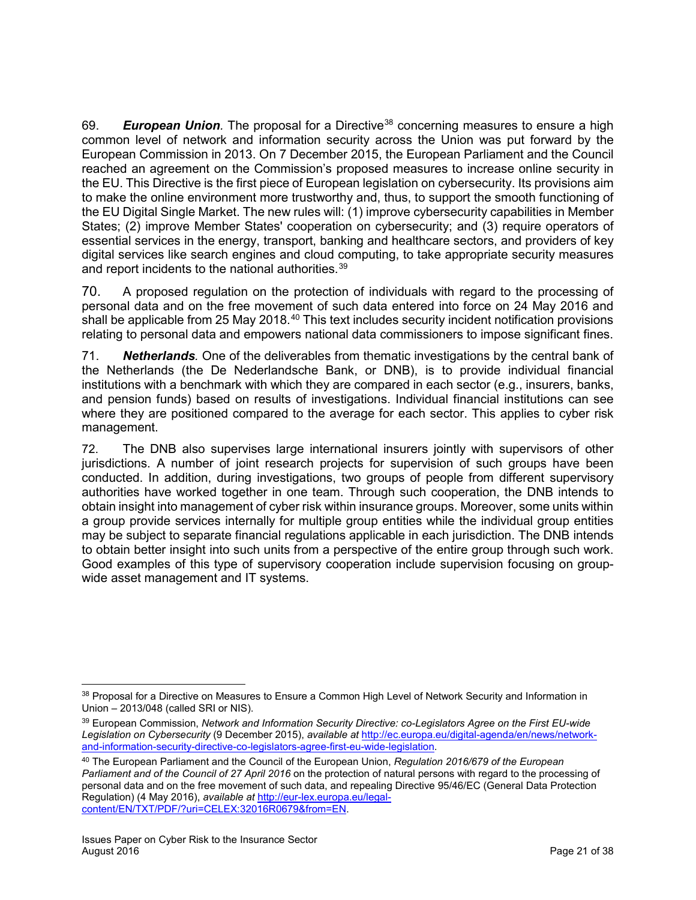69. ***European Union****.* The proposal for a Directive[38] concerning measures to ensure a high common level of network and information security across the Union was put forward by the European Commission in 2013. On 7 December 2015, the European Parliament and the Council reached an agreement on the Commission's proposed measures to increase online security in the EU. This Directive is the first piece of European legislation on cybersecurity. Its provisions aim to make the online environment more trustworthy and, thus, to support the smooth functioning of the EU Digital Single Market. The new rules will: (1) improve cybersecurity capabilities in Member States; (2) improve Member States' cooperation on cybersecurity; and (3) require operators of essential services in the energy, transport, banking and healthcare sectors, and providers of key digital services like search engines and cloud computing, to take appropriate security measures and report incidents to the national authorities.[39]

70. A proposed regulation on the protection of individuals with regard to the processing of personal data and on the free movement of such data entered into force on 24 May 2016 and shall be applicable from 25 May 2018.[40] This text includes security incident notification provisions relating to personal data and empowers national data commissioners to impose significant fines.

71. ***Netherlands****.* One of the deliverables from thematic investigations by the central bank of the Netherlands (the De Nederlandsche Bank, or DNB), is to provide individual financial institutions with a benchmark with which they are compared in each sector (e.g., insurers, banks, and pension funds) based on results of investigations. Individual financial institutions can see where they are positioned compared to the average for each sector. This applies to cyber risk management.

72. The DNB also supervises large international insurers jointly with supervisors of other jurisdictions. A number of joint research projects for supervision of such groups have been conducted. In addition, during investigations, two groups of people from different supervisory authorities have worked together in one team. Through such cooperation, the DNB intends to obtain insight into management of cyber risk within insurance groups. Moreover, some units within a group provide services internally for multiple group entities while the individual group entities may be subject to separate financial regulations applicable in each jurisdiction. The DNB intends to obtain better insight into such units from a perspective of the entire group through such work. Good examples of this type of supervisory cooperation include supervision focusing on group-wide asset management and IT systems.

---

[38] Proposal for a Directive on Measures to Ensure a Common High Level of Network Security and Information in Union – 2013/048 (called SRI or NIS).

[39] European Commission, *Network and Information Security Directive: co-Legislators Agree on the First EU-wide Legislation on Cybersecurity* (9 December 2015), *available at* http://ec.europa.eu/digital-agenda/en/news/network-and-information-security-directive-co-legislators-agree-first-eu-wide-legislation.

[40] The European Parliament and the Council of the European Union, *Regulation 2016/679 of the European Parliament and of the Council of 27 April 2016* on the protection of natural persons with regard to the processing of personal data and on the free movement of such data, and repealing Directive 95/46/EC (General Data Protection Regulation) (4 May 2016), *available at* http://eur-lex.europa.eu/legal-content/EN/TXT/PDF/?uri=CELEX:32016R0679&from=EN.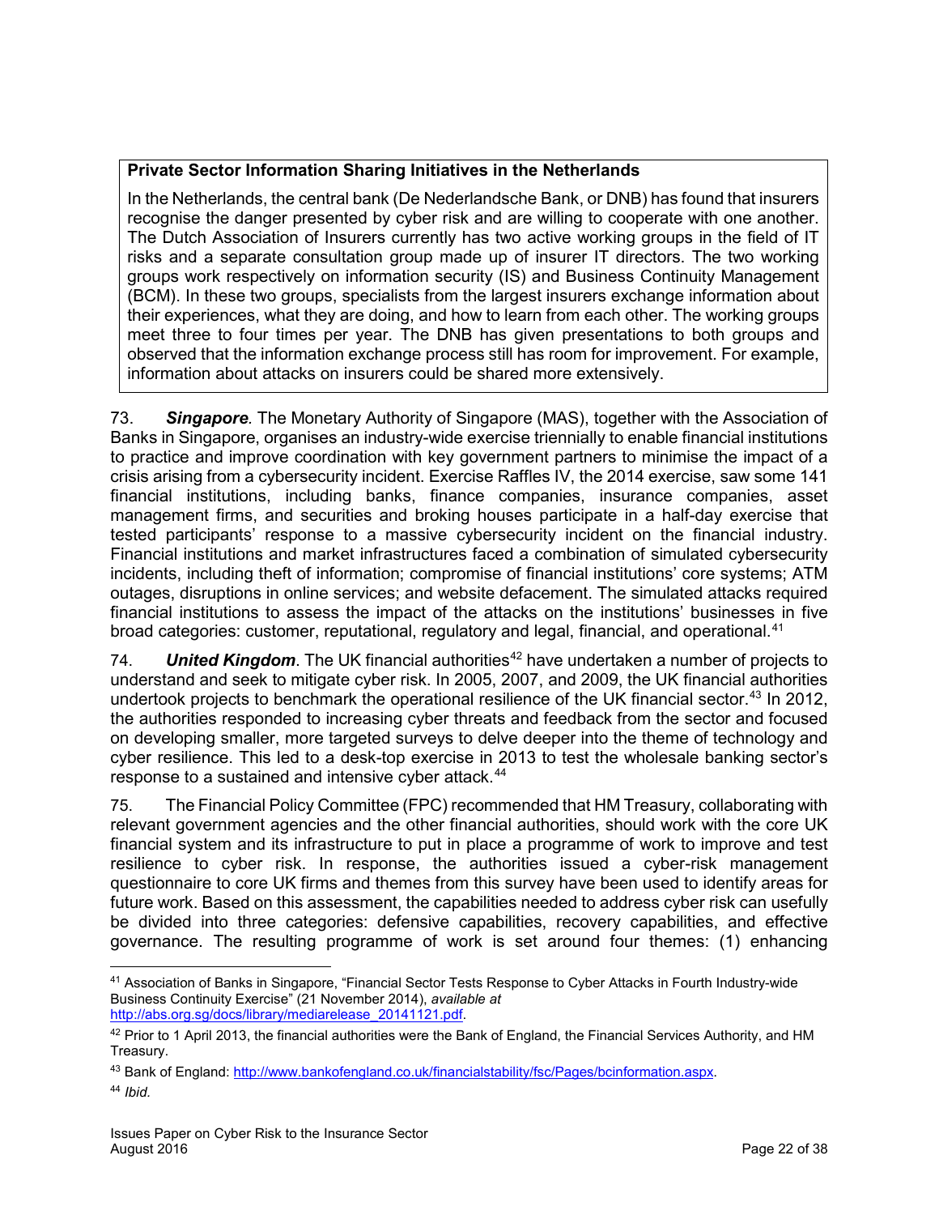**Private Sector Information Sharing Initiatives in the Netherlands**

In the Netherlands, the central bank (De Nederlandsche Bank, or DNB) has found that insurers recognise the danger presented by cyber risk and are willing to cooperate with one another. The Dutch Association of Insurers currently has two active working groups in the field of IT risks and a separate consultation group made up of insurer IT directors. The two working groups work respectively on information security (IS) and Business Continuity Management (BCM). In these two groups, specialists from the largest insurers exchange information about their experiences, what they are doing, and how to learn from each other. The working groups meet three to four times per year. The DNB has given presentations to both groups and observed that the information exchange process still has room for improvement. For example, information about attacks on insurers could be shared more extensively.

73. ***Singapore***. The Monetary Authority of Singapore (MAS), together with the Association of Banks in Singapore, organises an industry-wide exercise triennially to enable financial institutions to practice and improve coordination with key government partners to minimise the impact of a crisis arising from a cybersecurity incident. Exercise Raffles IV, the 2014 exercise, saw some 141 financial institutions, including banks, finance companies, insurance companies, asset management firms, and securities and broking houses participate in a half-day exercise that tested participants' response to a massive cybersecurity incident on the financial industry. Financial institutions and market infrastructures faced a combination of simulated cybersecurity incidents, including theft of information; compromise of financial institutions' core systems; ATM outages, disruptions in online services; and website defacement. The simulated attacks required financial institutions to assess the impact of the attacks on the institutions' businesses in five broad categories: customer, reputational, regulatory and legal, financial, and operational.[41]

74. ***United Kingdom***. The UK financial authorities[42] have undertaken a number of projects to understand and seek to mitigate cyber risk. In 2005, 2007, and 2009, the UK financial authorities undertook projects to benchmark the operational resilience of the UK financial sector.[43] In 2012, the authorities responded to increasing cyber threats and feedback from the sector and focused on developing smaller, more targeted surveys to delve deeper into the theme of technology and cyber resilience. This led to a desk-top exercise in 2013 to test the wholesale banking sector's response to a sustained and intensive cyber attack.[44]

75. The Financial Policy Committee (FPC) recommended that HM Treasury, collaborating with relevant government agencies and the other financial authorities, should work with the core UK financial system and its infrastructure to put in place a programme of work to improve and test resilience to cyber risk. In response, the authorities issued a cyber-risk management questionnaire to core UK firms and themes from this survey have been used to identify areas for future work. Based on this assessment, the capabilities needed to address cyber risk can usefully be divided into three categories: defensive capabilities, recovery capabilities, and effective governance. The resulting programme of work is set around four themes: (1) enhancing

---

[41] Association of Banks in Singapore, "Financial Sector Tests Response to Cyber Attacks in Fourth Industry-wide Business Continuity Exercise" (21 November 2014), *available at* http://abs.org.sg/docs/library/mediarelease_20141121.pdf.

[42] Prior to 1 April 2013, the financial authorities were the Bank of England, the Financial Services Authority, and HM Treasury.

[43] Bank of England: http://www.bankofengland.co.uk/financialstability/fsc/Pages/bcinformation.aspx.

[44] *Ibid.*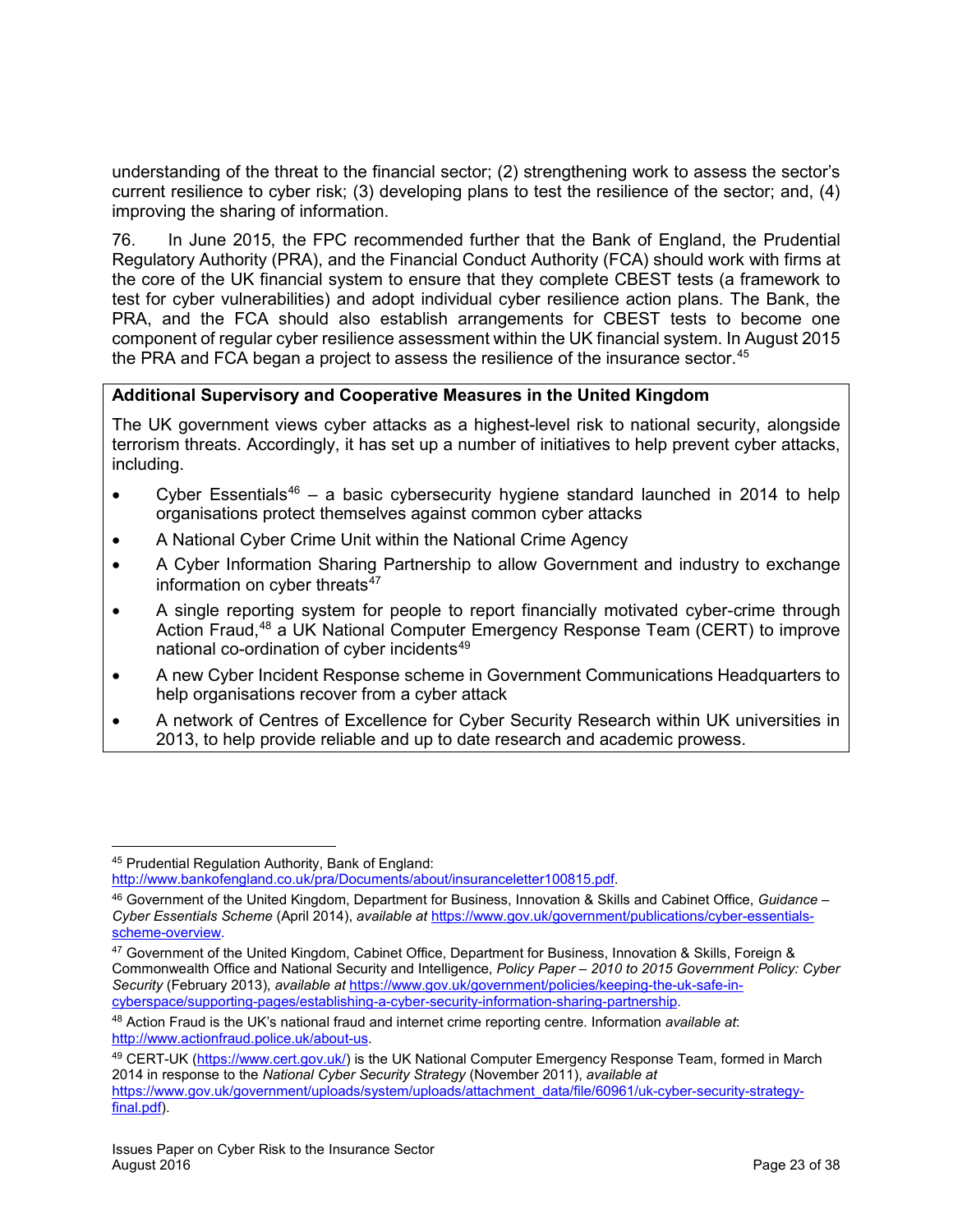understanding of the threat to the financial sector; (2) strengthening work to assess the sector's current resilience to cyber risk; (3) developing plans to test the resilience of the sector; and, (4) improving the sharing of information.

76. In June 2015, the FPC recommended further that the Bank of England, the Prudential Regulatory Authority (PRA), and the Financial Conduct Authority (FCA) should work with firms at the core of the UK financial system to ensure that they complete CBEST tests (a framework to test for cyber vulnerabilities) and adopt individual cyber resilience action plans. The Bank, the PRA, and the FCA should also establish arrangements for CBEST tests to become one component of regular cyber resilience assessment within the UK financial system. In August 2015 the PRA and FCA began a project to assess the resilience of the insurance sector.[45]

**Additional Supervisory and Cooperative Measures in the United Kingdom**

The UK government views cyber attacks as a highest-level risk to national security, alongside terrorism threats. Accordingly, it has set up a number of initiatives to help prevent cyber attacks, including.

- Cyber Essentials[46] – a basic cybersecurity hygiene standard launched in 2014 to help organisations protect themselves against common cyber attacks
- A National Cyber Crime Unit within the National Crime Agency
- A Cyber Information Sharing Partnership to allow Government and industry to exchange information on cyber threats[47]
- A single reporting system for people to report financially motivated cyber-crime through Action Fraud,[48] a UK National Computer Emergency Response Team (CERT) to improve national co-ordination of cyber incidents[49]
- A new Cyber Incident Response scheme in Government Communications Headquarters to help organisations recover from a cyber attack
- A network of Centres of Excellence for Cyber Security Research within UK universities in 2013, to help provide reliable and up to date research and academic prowess.

---

[45] Prudential Regulation Authority, Bank of England: http://www.bankofengland.co.uk/pra/Documents/about/insuranceletter100815.pdf.

[46] Government of the United Kingdom, Department for Business, Innovation & Skills and Cabinet Office, *Guidance – Cyber Essentials Scheme* (April 2014), *available at* https://www.gov.uk/government/publications/cyber-essentials-scheme-overview.

[47] Government of the United Kingdom, Cabinet Office, Department for Business, Innovation & Skills, Foreign & Commonwealth Office and National Security and Intelligence, *Policy Paper – 2010 to 2015 Government Policy: Cyber Security* (February 2013), *available at* https://www.gov.uk/government/policies/keeping-the-uk-safe-in-cyberspace/supporting-pages/establishing-a-cyber-security-information-sharing-partnership.

[48] Action Fraud is the UK's national fraud and internet crime reporting centre. Information *available at*: http://www.actionfraud.police.uk/about-us.

[49] CERT-UK (https://www.cert.gov.uk/) is the UK National Computer Emergency Response Team, formed in March 2014 in response to the *National Cyber Security Strategy* (November 2011), *available at* https://www.gov.uk/government/uploads/system/uploads/attachment_data/file/60961/uk-cyber-security-strategy-final.pdf).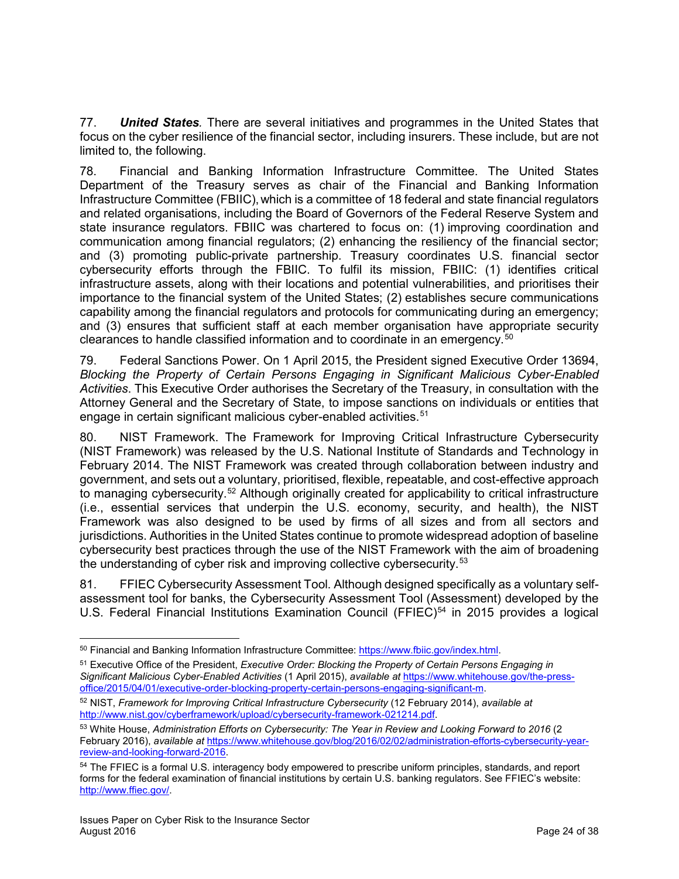77. ***United States***. There are several initiatives and programmes in the United States that focus on the cyber resilience of the financial sector, including insurers. These include, but are not limited to, the following.

78. Financial and Banking Information Infrastructure Committee. The United States Department of the Treasury serves as chair of the Financial and Banking Information Infrastructure Committee (FBIIC), which is a committee of 18 federal and state financial regulators and related organisations, including the Board of Governors of the Federal Reserve System and state insurance regulators. FBIIC was chartered to focus on: (1) improving coordination and communication among financial regulators; (2) enhancing the resiliency of the financial sector; and (3) promoting public-private partnership. Treasury coordinates U.S. financial sector cybersecurity efforts through the FBIIC. To fulfil its mission, FBIIC: (1) identifies critical infrastructure assets, along with their locations and potential vulnerabilities, and prioritises their importance to the financial system of the United States; (2) establishes secure communications capability among the financial regulators and protocols for communicating during an emergency; and (3) ensures that sufficient staff at each member organisation have appropriate security clearances to handle classified information and to coordinate in an emergency.[50]

79. Federal Sanctions Power. On 1 April 2015, the President signed Executive Order 13694, *Blocking the Property of Certain Persons Engaging in Significant Malicious Cyber-Enabled Activities*. This Executive Order authorises the Secretary of the Treasury, in consultation with the Attorney General and the Secretary of State, to impose sanctions on individuals or entities that engage in certain significant malicious cyber-enabled activities.[51]

80. NIST Framework. The Framework for Improving Critical Infrastructure Cybersecurity (NIST Framework) was released by the U.S. National Institute of Standards and Technology in February 2014. The NIST Framework was created through collaboration between industry and government, and sets out a voluntary, prioritised, flexible, repeatable, and cost-effective approach to managing cybersecurity.[52] Although originally created for applicability to critical infrastructure (i.e., essential services that underpin the U.S. economy, security, and health), the NIST Framework was also designed to be used by firms of all sizes and from all sectors and jurisdictions. Authorities in the United States continue to promote widespread adoption of baseline cybersecurity best practices through the use of the NIST Framework with the aim of broadening the understanding of cyber risk and improving collective cybersecurity.[53]

81. FFIEC Cybersecurity Assessment Tool. Although designed specifically as a voluntary self-assessment tool for banks, the Cybersecurity Assessment Tool (Assessment) developed by the U.S. Federal Financial Institutions Examination Council (FFIEC)[54] in 2015 provides a logical

---

[50] Financial and Banking Information Infrastructure Committee: https://www.fbiic.gov/index.html.

[51] Executive Office of the President, *Executive Order: Blocking the Property of Certain Persons Engaging in Significant Malicious Cyber-Enabled Activities* (1 April 2015), *available at* https://www.whitehouse.gov/the-press-office/2015/04/01/executive-order-blocking-property-certain-persons-engaging-significant-m.

[52] NIST, *Framework for Improving Critical Infrastructure Cybersecurity* (12 February 2014), *available at* http://www.nist.gov/cyberframework/upload/cybersecurity-framework-021214.pdf.

[53] White House, *Administration Efforts on Cybersecurity: The Year in Review and Looking Forward to 2016* (2 February 2016), *available at* https://www.whitehouse.gov/blog/2016/02/02/administration-efforts-cybersecurity-year-review-and-looking-forward-2016.

[54] The FFIEC is a formal U.S. interagency body empowered to prescribe uniform principles, standards, and report forms for the federal examination of financial institutions by certain U.S. banking regulators. See FFIEC's website: http://www.ffiec.gov/.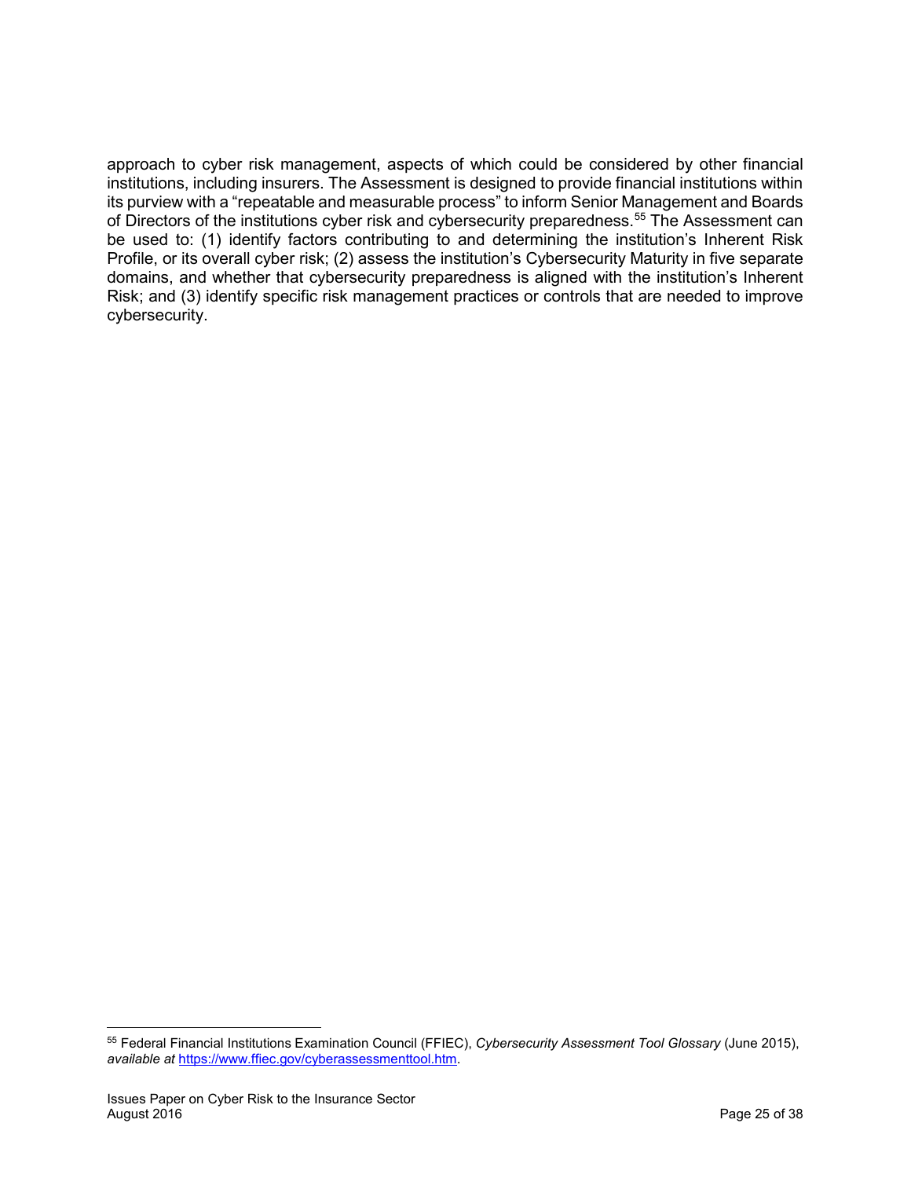approach to cyber risk management, aspects of which could be considered by other financial institutions, including insurers. The Assessment is designed to provide financial institutions within its purview with a "repeatable and measurable process" to inform Senior Management and Boards of Directors of the institutions cyber risk and cybersecurity preparedness.[55] The Assessment can be used to: (1) identify factors contributing to and determining the institution's Inherent Risk Profile, or its overall cyber risk; (2) assess the institution's Cybersecurity Maturity in five separate domains, and whether that cybersecurity preparedness is aligned with the institution's Inherent Risk; and (3) identify specific risk management practices or controls that are needed to improve cybersecurity.

---

[55] Federal Financial Institutions Examination Council (FFIEC), *Cybersecurity Assessment Tool Glossary* (June 2015), *available at* https://www.ffiec.gov/cyberassessmenttool.htm.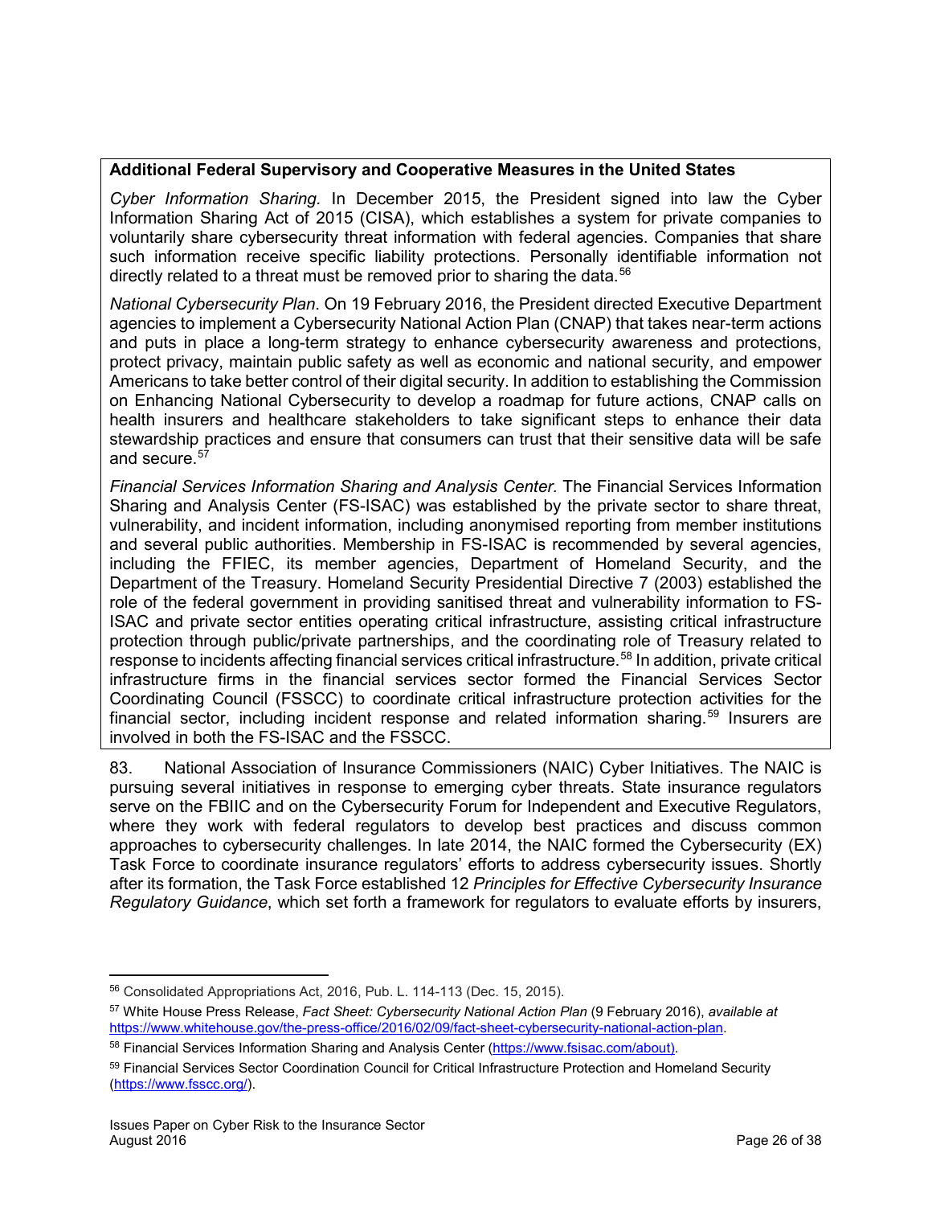**Additional Federal Supervisory and Cooperative Measures in the United States**

*Cyber Information Sharing.* In December 2015, the President signed into law the Cyber Information Sharing Act of 2015 (CISA), which establishes a system for private companies to voluntarily share cybersecurity threat information with federal agencies. Companies that share such information receive specific liability protections. Personally identifiable information not directly related to a threat must be removed prior to sharing the data.[56]

*National Cybersecurity Plan*. On 19 February 2016, the President directed Executive Department agencies to implement a Cybersecurity National Action Plan (CNAP) that takes near-term actions and puts in place a long-term strategy to enhance cybersecurity awareness and protections, protect privacy, maintain public safety as well as economic and national security, and empower Americans to take better control of their digital security. In addition to establishing the Commission on Enhancing National Cybersecurity to develop a roadmap for future actions, CNAP calls on health insurers and healthcare stakeholders to take significant steps to enhance their data stewardship practices and ensure that consumers can trust that their sensitive data will be safe and secure.[57]

*Financial Services Information Sharing and Analysis Center.* The Financial Services Information Sharing and Analysis Center (FS-ISAC) was established by the private sector to share threat, vulnerability, and incident information, including anonymised reporting from member institutions and several public authorities. Membership in FS-ISAC is recommended by several agencies, including the FFIEC, its member agencies, Department of Homeland Security, and the Department of the Treasury. Homeland Security Presidential Directive 7 (2003) established the role of the federal government in providing sanitised threat and vulnerability information to FS-ISAC and private sector entities operating critical infrastructure, assisting critical infrastructure protection through public/private partnerships, and the coordinating role of Treasury related to response to incidents affecting financial services critical infrastructure.[58] In addition, private critical infrastructure firms in the financial services sector formed the Financial Services Sector Coordinating Council (FSSCC) to coordinate critical infrastructure protection activities for the financial sector, including incident response and related information sharing.[59] Insurers are involved in both the FS-ISAC and the FSSCC.

83. National Association of Insurance Commissioners (NAIC) Cyber Initiatives. The NAIC is pursuing several initiatives in response to emerging cyber threats. State insurance regulators serve on the FBIIC and on the Cybersecurity Forum for Independent and Executive Regulators, where they work with federal regulators to develop best practices and discuss common approaches to cybersecurity challenges. In late 2014, the NAIC formed the Cybersecurity (EX) Task Force to coordinate insurance regulators' efforts to address cybersecurity issues. Shortly after its formation, the Task Force established 12 *Principles for Effective Cybersecurity Insurance Regulatory Guidance*, which set forth a framework for regulators to evaluate efforts by insurers,

---

[56] Consolidated Appropriations Act, 2016, Pub. L. 114-113 (Dec. 15, 2015).

[57] White House Press Release, *Fact Sheet: Cybersecurity National Action Plan* (9 February 2016), *available at* https://www.whitehouse.gov/the-press-office/2016/02/09/fact-sheet-cybersecurity-national-action-plan.

[58] Financial Services Information Sharing and Analysis Center (https://www.fsisac.com/about).

[59] Financial Services Sector Coordination Council for Critical Infrastructure Protection and Homeland Security (https://www.fsscc.org/).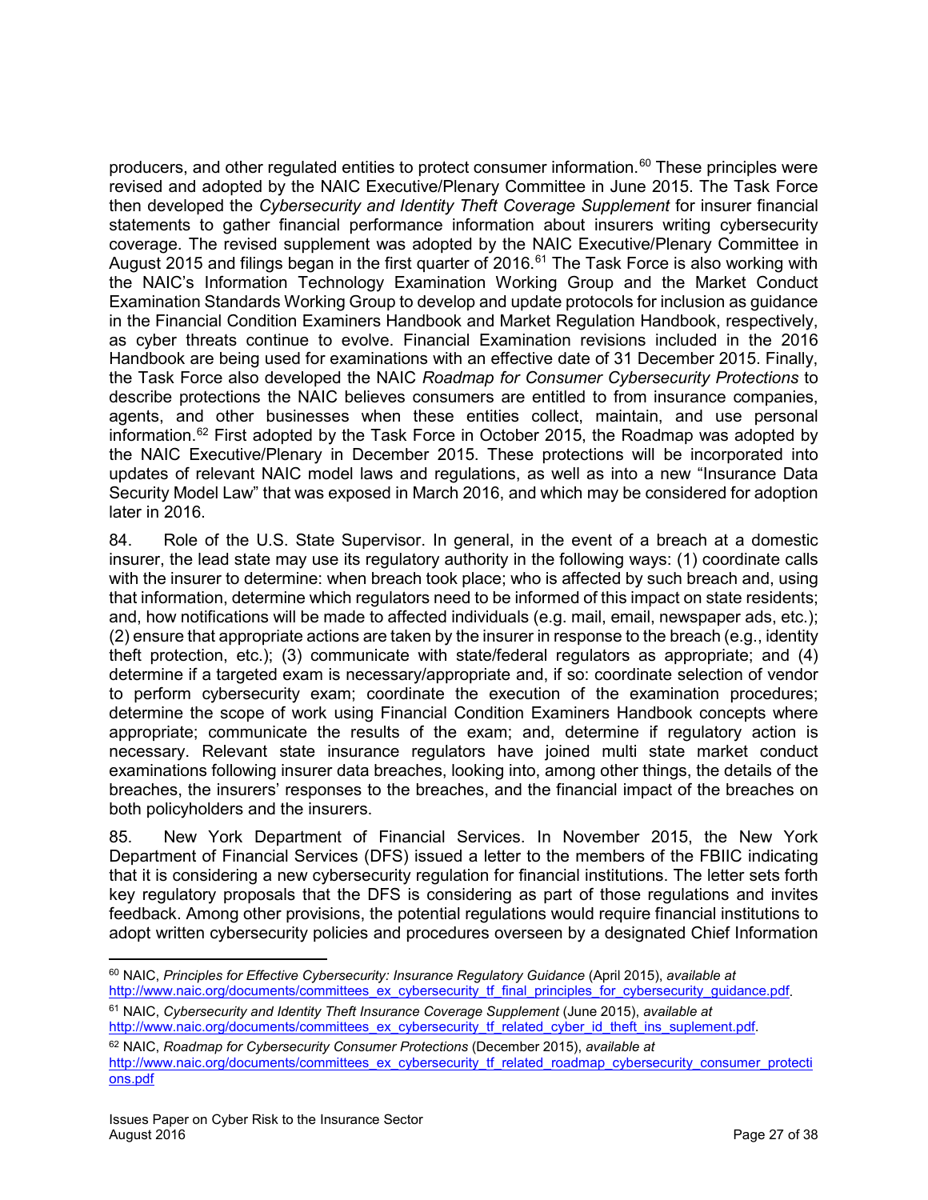producers, and other regulated entities to protect consumer information.[60] These principles were revised and adopted by the NAIC Executive/Plenary Committee in June 2015. The Task Force then developed the *Cybersecurity and Identity Theft Coverage Supplement* for insurer financial statements to gather financial performance information about insurers writing cybersecurity coverage. The revised supplement was adopted by the NAIC Executive/Plenary Committee in August 2015 and filings began in the first quarter of 2016.[61] The Task Force is also working with the NAIC's Information Technology Examination Working Group and the Market Conduct Examination Standards Working Group to develop and update protocols for inclusion as guidance in the Financial Condition Examiners Handbook and Market Regulation Handbook, respectively, as cyber threats continue to evolve. Financial Examination revisions included in the 2016 Handbook are being used for examinations with an effective date of 31 December 2015. Finally, the Task Force also developed the NAIC *Roadmap for Consumer Cybersecurity Protections* to describe protections the NAIC believes consumers are entitled to from insurance companies, agents, and other businesses when these entities collect, maintain, and use personal information.[62] First adopted by the Task Force in October 2015, the Roadmap was adopted by the NAIC Executive/Plenary in December 2015. These protections will be incorporated into updates of relevant NAIC model laws and regulations, as well as into a new "Insurance Data Security Model Law" that was exposed in March 2016, and which may be considered for adoption later in 2016.

84. Role of the U.S. State Supervisor. In general, in the event of a breach at a domestic insurer, the lead state may use its regulatory authority in the following ways: (1) coordinate calls with the insurer to determine: when breach took place; who is affected by such breach and, using that information, determine which regulators need to be informed of this impact on state residents; and, how notifications will be made to affected individuals (e.g. mail, email, newspaper ads, etc.); (2) ensure that appropriate actions are taken by the insurer in response to the breach (e.g., identity theft protection, etc.); (3) communicate with state/federal regulators as appropriate; and (4) determine if a targeted exam is necessary/appropriate and, if so: coordinate selection of vendor to perform cybersecurity exam; coordinate the execution of the examination procedures; determine the scope of work using Financial Condition Examiners Handbook concepts where appropriate; communicate the results of the exam; and, determine if regulatory action is necessary. Relevant state insurance regulators have joined multi state market conduct examinations following insurer data breaches, looking into, among other things, the details of the breaches, the insurers' responses to the breaches, and the financial impact of the breaches on both policyholders and the insurers.

85. New York Department of Financial Services. In November 2015, the New York Department of Financial Services (DFS) issued a letter to the members of the FBIIC indicating that it is considering a new cybersecurity regulation for financial institutions. The letter sets forth key regulatory proposals that the DFS is considering as part of those regulations and invites feedback. Among other provisions, the potential regulations would require financial institutions to adopt written cybersecurity policies and procedures overseen by a designated Chief Information

---

[60] NAIC, *Principles for Effective Cybersecurity: Insurance Regulatory Guidance* (April 2015), *available at* http://www.naic.org/documents/committees_ex_cybersecurity_tf_final_principles_for_cybersecurity_guidance.pdf.

[61] NAIC, *Cybersecurity and Identity Theft Insurance Coverage Supplement* (June 2015), *available at* http://www.naic.org/documents/committees_ex_cybersecurity_tf_related_cyber_id_theft_ins_suplement.pdf.

[62] NAIC, *Roadmap for Cybersecurity Consumer Protections* (December 2015), *available at* http://www.naic.org/documents/committees_ex_cybersecurity_tf_related_roadmap_cybersecurity_consumer_protections.pdf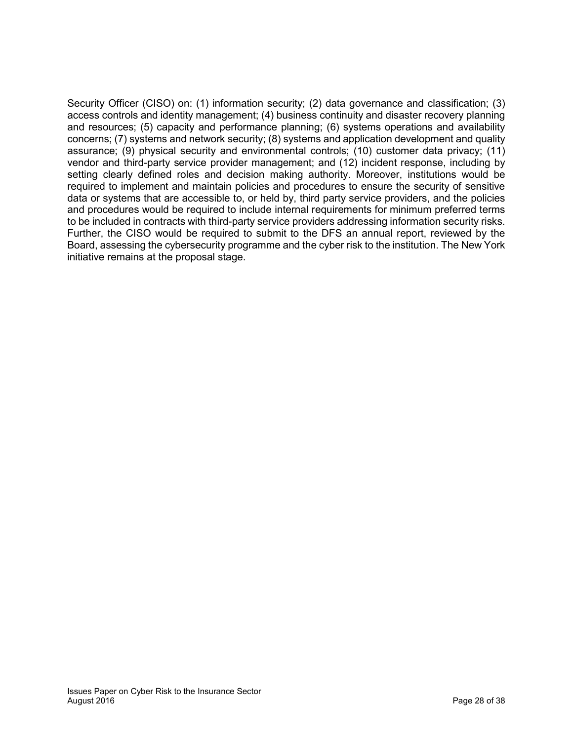Security Officer (CISO) on: (1) information security; (2) data governance and classification; (3) access controls and identity management; (4) business continuity and disaster recovery planning and resources; (5) capacity and performance planning; (6) systems operations and availability concerns; (7) systems and network security; (8) systems and application development and quality assurance; (9) physical security and environmental controls; (10) customer data privacy; (11) vendor and third-party service provider management; and (12) incident response, including by setting clearly defined roles and decision making authority. Moreover, institutions would be required to implement and maintain policies and procedures to ensure the security of sensitive data or systems that are accessible to, or held by, third party service providers, and the policies and procedures would be required to include internal requirements for minimum preferred terms to be included in contracts with third-party service providers addressing information security risks. Further, the CISO would be required to submit to the DFS an annual report, reviewed by the Board, assessing the cybersecurity programme and the cyber risk to the institution. The New York initiative remains at the proposal stage.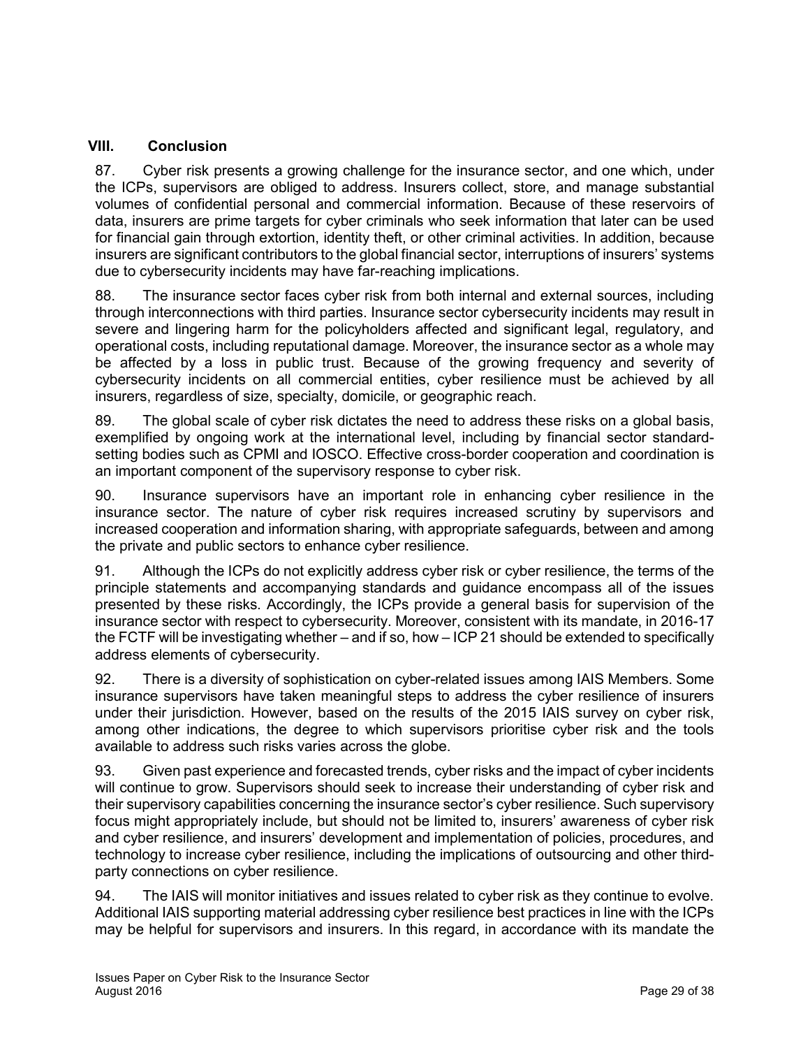## VIII. Conclusion

87. Cyber risk presents a growing challenge for the insurance sector, and one which, under the ICPs, supervisors are obliged to address. Insurers collect, store, and manage substantial volumes of confidential personal and commercial information. Because of these reservoirs of data, insurers are prime targets for cyber criminals who seek information that later can be used for financial gain through extortion, identity theft, or other criminal activities. In addition, because insurers are significant contributors to the global financial sector, interruptions of insurers' systems due to cybersecurity incidents may have far-reaching implications.

88. The insurance sector faces cyber risk from both internal and external sources, including through interconnections with third parties. Insurance sector cybersecurity incidents may result in severe and lingering harm for the policyholders affected and significant legal, regulatory, and operational costs, including reputational damage. Moreover, the insurance sector as a whole may be affected by a loss in public trust. Because of the growing frequency and severity of cybersecurity incidents on all commercial entities, cyber resilience must be achieved by all insurers, regardless of size, specialty, domicile, or geographic reach.

89. The global scale of cyber risk dictates the need to address these risks on a global basis, exemplified by ongoing work at the international level, including by financial sector standard-setting bodies such as CPMI and IOSCO. Effective cross-border cooperation and coordination is an important component of the supervisory response to cyber risk.

90. Insurance supervisors have an important role in enhancing cyber resilience in the insurance sector. The nature of cyber risk requires increased scrutiny by supervisors and increased cooperation and information sharing, with appropriate safeguards, between and among the private and public sectors to enhance cyber resilience.

91. Although the ICPs do not explicitly address cyber risk or cyber resilience, the terms of the principle statements and accompanying standards and guidance encompass all of the issues presented by these risks. Accordingly, the ICPs provide a general basis for supervision of the insurance sector with respect to cybersecurity. Moreover, consistent with its mandate, in 2016-17 the FCTF will be investigating whether – and if so, how – ICP 21 should be extended to specifically address elements of cybersecurity.

92. There is a diversity of sophistication on cyber-related issues among IAIS Members. Some insurance supervisors have taken meaningful steps to address the cyber resilience of insurers under their jurisdiction. However, based on the results of the 2015 IAIS survey on cyber risk, among other indications, the degree to which supervisors prioritise cyber risk and the tools available to address such risks varies across the globe.

93. Given past experience and forecasted trends, cyber risks and the impact of cyber incidents will continue to grow. Supervisors should seek to increase their understanding of cyber risk and their supervisory capabilities concerning the insurance sector's cyber resilience. Such supervisory focus might appropriately include, but should not be limited to, insurers' awareness of cyber risk and cyber resilience, and insurers' development and implementation of policies, procedures, and technology to increase cyber resilience, including the implications of outsourcing and other third-party connections on cyber resilience.

94. The IAIS will monitor initiatives and issues related to cyber risk as they continue to evolve. Additional IAIS supporting material addressing cyber resilience best practices in line with the ICPs may be helpful for supervisors and insurers. In this regard, in accordance with its mandate the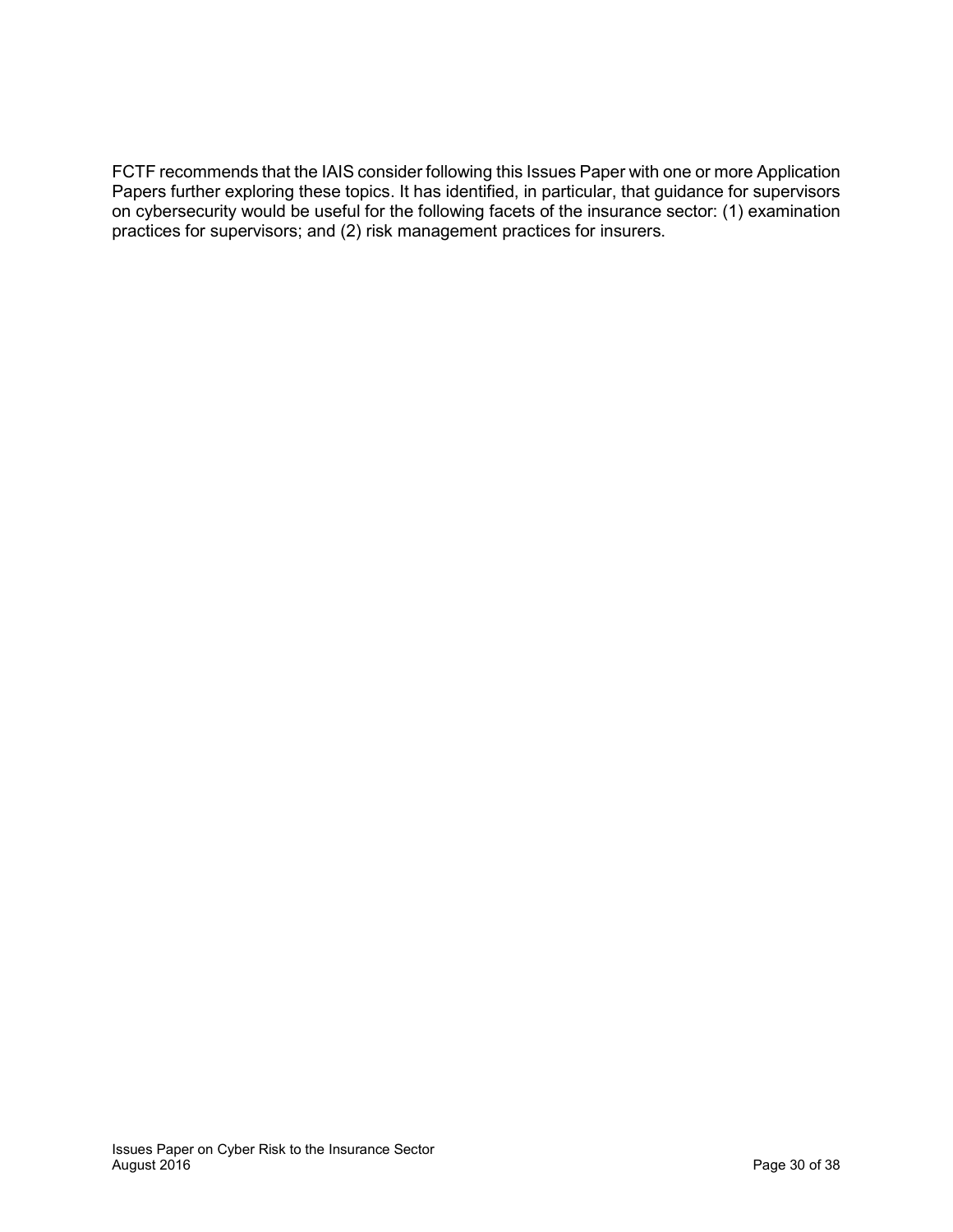FCTF recommends that the IAIS consider following this Issues Paper with one or more Application Papers further exploring these topics. It has identified, in particular, that guidance for supervisors on cybersecurity would be useful for the following facets of the insurance sector: (1) examination practices for supervisors; and (2) risk management practices for insurers.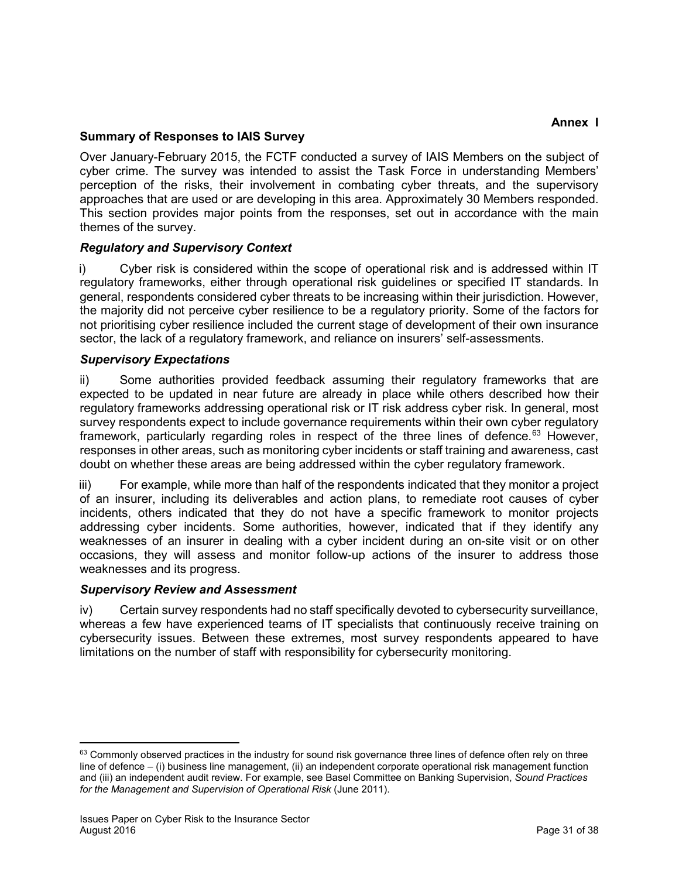Annex I

**Summary of Responses to IAIS Survey**

Over January-February 2015, the FCTF conducted a survey of IAIS Members on the subject of cyber crime. The survey was intended to assist the Task Force in understanding Members' perception of the risks, their involvement in combating cyber threats, and the supervisory approaches that are used or are developing in this area. Approximately 30 Members responded. This section provides major points from the responses, set out in accordance with the main themes of the survey.

***Regulatory and Supervisory Context***

i) Cyber risk is considered within the scope of operational risk and is addressed within IT regulatory frameworks, either through operational risk guidelines or specified IT standards. In general, respondents considered cyber threats to be increasing within their jurisdiction. However, the majority did not perceive cyber resilience to be a regulatory priority. Some of the factors for not prioritising cyber resilience included the current stage of development of their own insurance sector, the lack of a regulatory framework, and reliance on insurers' self-assessments.

***Supervisory Expectations***

ii) Some authorities provided feedback assuming their regulatory frameworks that are expected to be updated in near future are already in place while others described how their regulatory frameworks addressing operational risk or IT risk address cyber risk. In general, most survey respondents expect to include governance requirements within their own cyber regulatory framework, particularly regarding roles in respect of the three lines of defence.[63] However, responses in other areas, such as monitoring cyber incidents or staff training and awareness, cast doubt on whether these areas are being addressed within the cyber regulatory framework.

iii) For example, while more than half of the respondents indicated that they monitor a project of an insurer, including its deliverables and action plans, to remediate root causes of cyber incidents, others indicated that they do not have a specific framework to monitor projects addressing cyber incidents. Some authorities, however, indicated that if they identify any weaknesses of an insurer in dealing with a cyber incident during an on-site visit or on other occasions, they will assess and monitor follow-up actions of the insurer to address those weaknesses and its progress.

***Supervisory Review and Assessment***

iv) Certain survey respondents had no staff specifically devoted to cybersecurity surveillance, whereas a few have experienced teams of IT specialists that continuously receive training on cybersecurity issues. Between these extremes, most survey respondents appeared to have limitations on the number of staff with responsibility for cybersecurity monitoring.

---

[63] Commonly observed practices in the industry for sound risk governance three lines of defence often rely on three line of defence – (i) business line management, (ii) an independent corporate operational risk management function and (iii) an independent audit review. For example, see Basel Committee on Banking Supervision, *Sound Practices for the Management and Supervision of Operational Risk* (June 2011).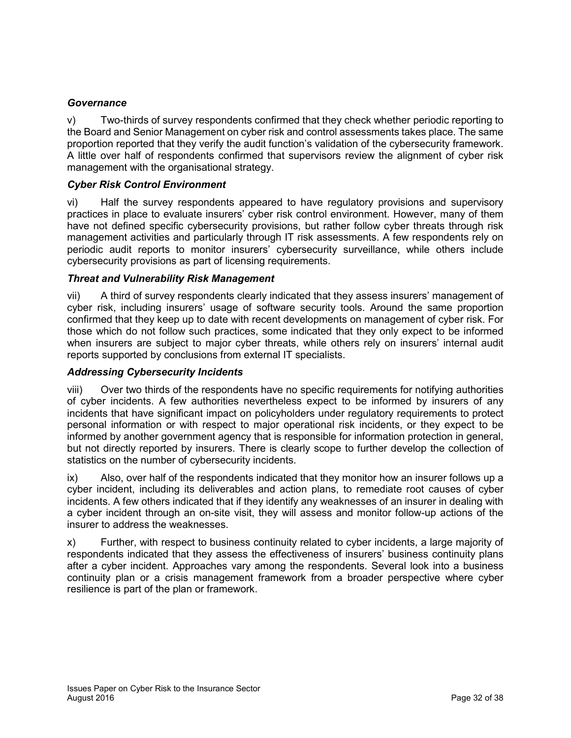### *Governance*

v) Two-thirds of survey respondents confirmed that they check whether periodic reporting to the Board and Senior Management on cyber risk and control assessments takes place. The same proportion reported that they verify the audit function's validation of the cybersecurity framework. A little over half of respondents confirmed that supervisors review the alignment of cyber risk management with the organisational strategy.

### *Cyber Risk Control Environment*

vi) Half the survey respondents appeared to have regulatory provisions and supervisory practices in place to evaluate insurers' cyber risk control environment. However, many of them have not defined specific cybersecurity provisions, but rather follow cyber threats through risk management activities and particularly through IT risk assessments. A few respondents rely on periodic audit reports to monitor insurers' cybersecurity surveillance, while others include cybersecurity provisions as part of licensing requirements.

### *Threat and Vulnerability Risk Management*

vii) A third of survey respondents clearly indicated that they assess insurers' management of cyber risk, including insurers' usage of software security tools. Around the same proportion confirmed that they keep up to date with recent developments on management of cyber risk. For those which do not follow such practices, some indicated that they only expect to be informed when insurers are subject to major cyber threats, while others rely on insurers' internal audit reports supported by conclusions from external IT specialists.

### *Addressing Cybersecurity Incidents*

viii) Over two thirds of the respondents have no specific requirements for notifying authorities of cyber incidents. A few authorities nevertheless expect to be informed by insurers of any incidents that have significant impact on policyholders under regulatory requirements to protect personal information or with respect to major operational risk incidents, or they expect to be informed by another government agency that is responsible for information protection in general, but not directly reported by insurers. There is clearly scope to further develop the collection of statistics on the number of cybersecurity incidents.

ix) Also, over half of the respondents indicated that they monitor how an insurer follows up a cyber incident, including its deliverables and action plans, to remediate root causes of cyber incidents. A few others indicated that if they identify any weaknesses of an insurer in dealing with a cyber incident through an on-site visit, they will assess and monitor follow-up actions of the insurer to address the weaknesses.

x) Further, with respect to business continuity related to cyber incidents, a large majority of respondents indicated that they assess the effectiveness of insurers' business continuity plans after a cyber incident. Approaches vary among the respondents. Several look into a business continuity plan or a crisis management framework from a broader perspective where cyber resilience is part of the plan or framework.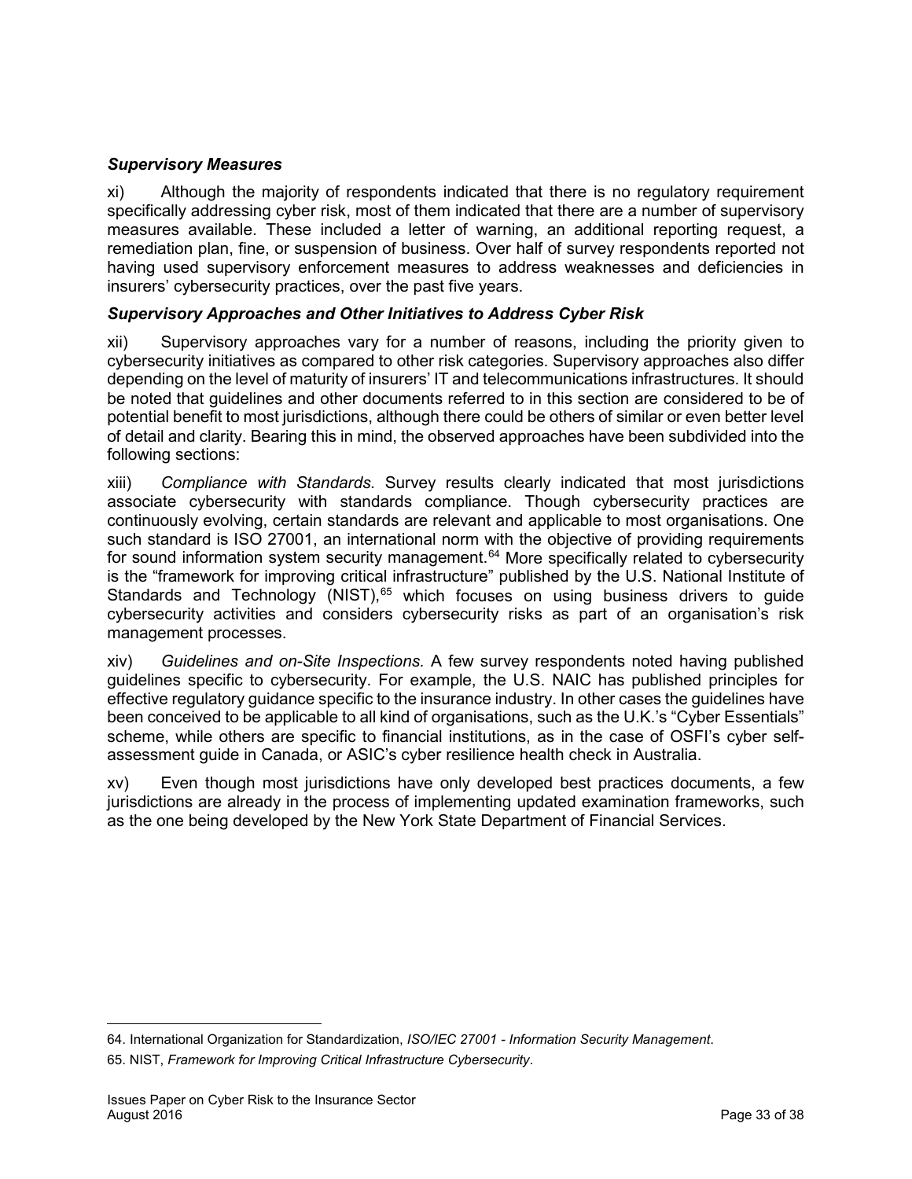### *Supervisory Measures*

xi) Although the majority of respondents indicated that there is no regulatory requirement specifically addressing cyber risk, most of them indicated that there are a number of supervisory measures available. These included a letter of warning, an additional reporting request, a remediation plan, fine, or suspension of business. Over half of survey respondents reported not having used supervisory enforcement measures to address weaknesses and deficiencies in insurers' cybersecurity practices, over the past five years.

### *Supervisory Approaches and Other Initiatives to Address Cyber Risk*

xii) Supervisory approaches vary for a number of reasons, including the priority given to cybersecurity initiatives as compared to other risk categories. Supervisory approaches also differ depending on the level of maturity of insurers' IT and telecommunications infrastructures. It should be noted that guidelines and other documents referred to in this section are considered to be of potential benefit to most jurisdictions, although there could be others of similar or even better level of detail and clarity. Bearing this in mind, the observed approaches have been subdivided into the following sections:

xiii) *Compliance with Standards.* Survey results clearly indicated that most jurisdictions associate cybersecurity with standards compliance. Though cybersecurity practices are continuously evolving, certain standards are relevant and applicable to most organisations. One such standard is ISO 27001, an international norm with the objective of providing requirements for sound information system security management.[64] More specifically related to cybersecurity is the "framework for improving critical infrastructure" published by the U.S. National Institute of Standards and Technology (NIST),[65] which focuses on using business drivers to guide cybersecurity activities and considers cybersecurity risks as part of an organisation's risk management processes.

xiv) *Guidelines and on-Site Inspections.* A few survey respondents noted having published guidelines specific to cybersecurity. For example, the U.S. NAIC has published principles for effective regulatory guidance specific to the insurance industry. In other cases the guidelines have been conceived to be applicable to all kind of organisations, such as the U.K.'s "Cyber Essentials" scheme, while others are specific to financial institutions, as in the case of OSFI's cyber self-assessment guide in Canada, or ASIC's cyber resilience health check in Australia.

xv) Even though most jurisdictions have only developed best practices documents, a few jurisdictions are already in the process of implementing updated examination frameworks, such as the one being developed by the New York State Department of Financial Services.

---

64. International Organization for Standardization, *ISO/IEC 27001 - Information Security Management*.

65. NIST, *Framework for Improving Critical Infrastructure Cybersecurity*.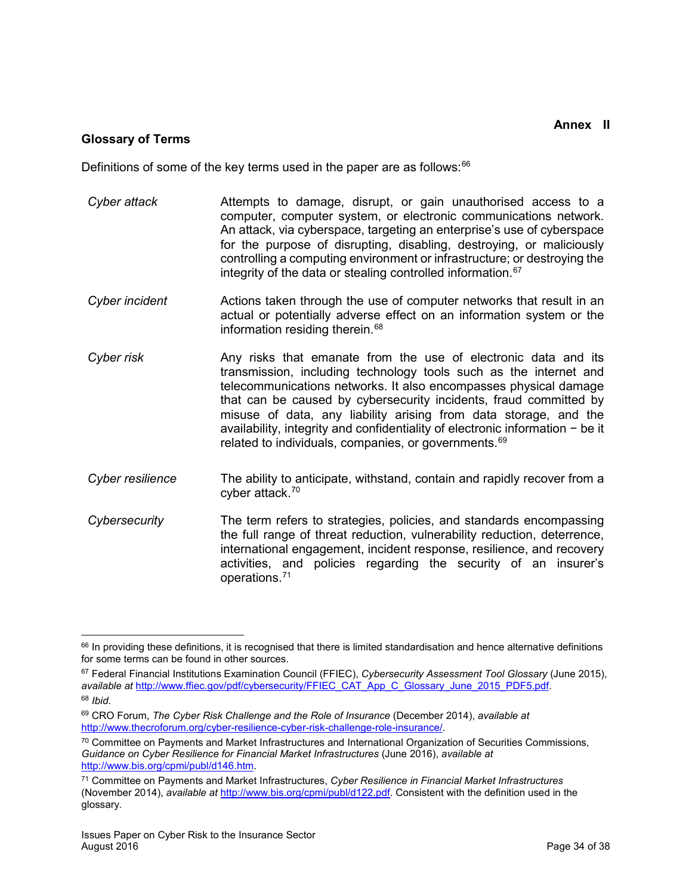**Annex II**

## Glossary of Terms

Definitions of some of the key terms used in the paper are as follows:[66]

| | |
|---|---|
| *Cyber attack* | Attempts to damage, disrupt, or gain unauthorised access to a computer, computer system, or electronic communications network. An attack, via cyberspace, targeting an enterprise's use of cyberspace for the purpose of disrupting, disabling, destroying, or maliciously controlling a computing environment or infrastructure; or destroying the integrity of the data or stealing controlled information.[67] |
| *Cyber incident* | Actions taken through the use of computer networks that result in an actual or potentially adverse effect on an information system or the information residing therein.[68] |
| *Cyber risk* | Any risks that emanate from the use of electronic data and its transmission, including technology tools such as the internet and telecommunications networks. It also encompasses physical damage that can be caused by cybersecurity incidents, fraud committed by misuse of data, any liability arising from data storage, and the availability, integrity and confidentiality of electronic information − be it related to individuals, companies, or governments.[69] |
| *Cyber resilience* | The ability to anticipate, withstand, contain and rapidly recover from a cyber attack.[70] |
| *Cybersecurity* | The term refers to strategies, policies, and standards encompassing the full range of threat reduction, vulnerability reduction, deterrence, international engagement, incident response, resilience, and recovery activities, and policies regarding the security of an insurer's operations.[71] |

---

[66] In providing these definitions, it is recognised that there is limited standardisation and hence alternative definitions for some terms can be found in other sources.

[67] Federal Financial Institutions Examination Council (FFIEC), *Cybersecurity Assessment Tool Glossary* (June 2015), *available at* http://www.ffiec.gov/pdf/cybersecurity/FFIEC_CAT_App_C_Glossary_June_2015_PDF5.pdf.

[68] *Ibid.*

[69] CRO Forum, *The Cyber Risk Challenge and the Role of Insurance* (December 2014), *available at* http://www.thecroforum.org/cyber-resilience-cyber-risk-challenge-role-insurance/.

[70] Committee on Payments and Market Infrastructures and International Organization of Securities Commissions, *Guidance on Cyber Resilience for Financial Market Infrastructures* (June 2016), *available at* http://www.bis.org/cpmi/publ/d146.htm.

[71] Committee on Payments and Market Infrastructures, *Cyber Resilience in Financial Market Infrastructures* (November 2014), *available at* http://www.bis.org/cpmi/publ/d122.pdf. Consistent with the definition used in the glossary.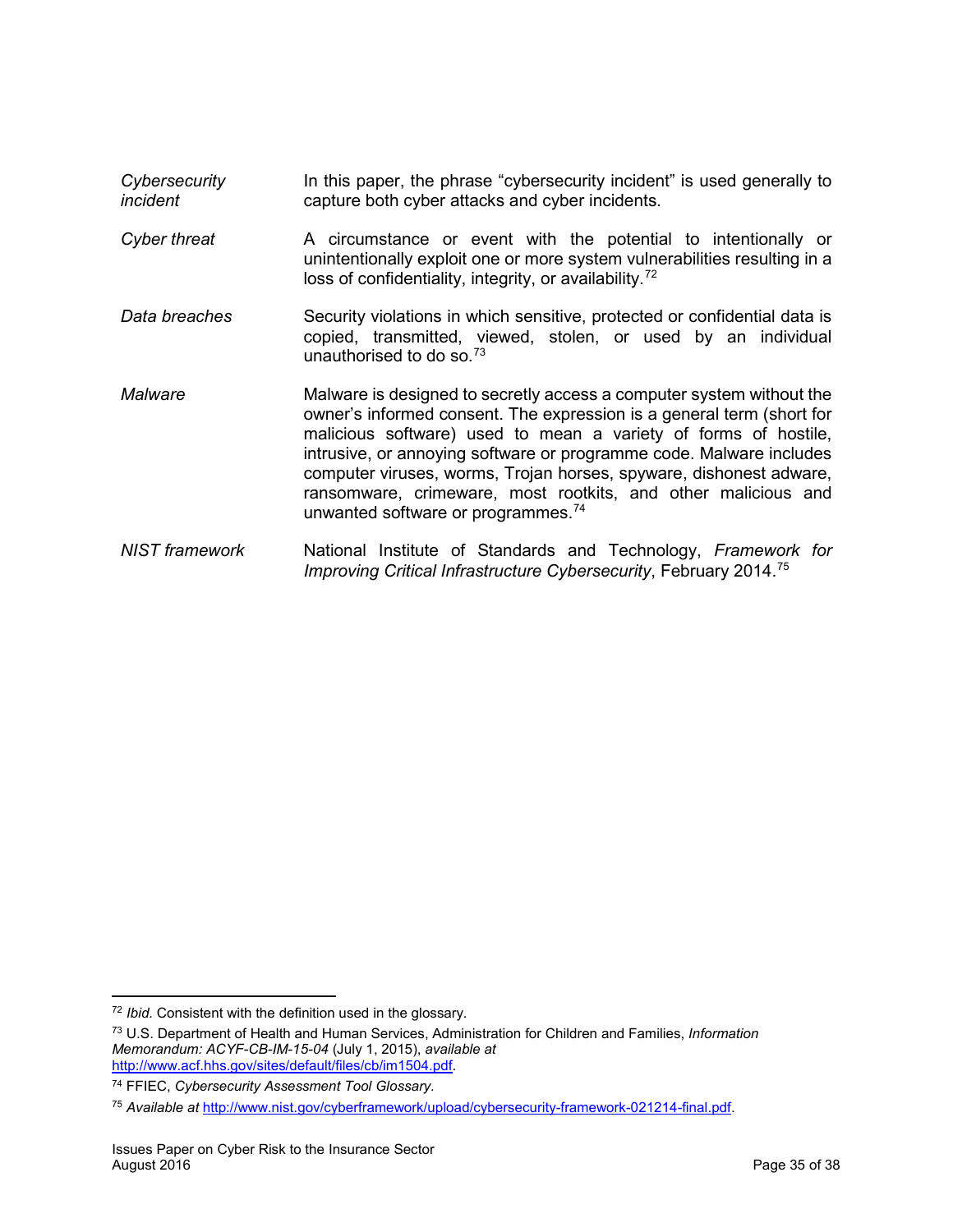| | |
|---|---|
| *Cybersecurity incident* | In this paper, the phrase "cybersecurity incident" is used generally to capture both cyber attacks and cyber incidents. |
| *Cyber threat* | A circumstance or event with the potential to intentionally or unintentionally exploit one or more system vulnerabilities resulting in a loss of confidentiality, integrity, or availability.[72] |
| *Data breaches* | Security violations in which sensitive, protected or confidential data is copied, transmitted, viewed, stolen, or used by an individual unauthorised to do so.[73] |
| *Malware* | Malware is designed to secretly access a computer system without the owner's informed consent. The expression is a general term (short for malicious software) used to mean a variety of forms of hostile, intrusive, or annoying software or programme code. Malware includes computer viruses, worms, Trojan horses, spyware, dishonest adware, ransomware, crimeware, most rootkits, and other malicious and unwanted software or programmes.[74] |
| *NIST framework* | National Institute of Standards and Technology, *Framework for Improving Critical Infrastructure Cybersecurity*, February 2014.[75] |

---

[72] *Ibid.* Consistent with the definition used in the glossary.

[73] U.S. Department of Health and Human Services, Administration for Children and Families, *Information Memorandum: ACYF-CB-IM-15-04* (July 1, 2015), *available at* http://www.acf.hhs.gov/sites/default/files/cb/im1504.pdf.

[74] FFIEC, *Cybersecurity Assessment Tool Glossary.*

[75] *Available at* http://www.nist.gov/cyberframework/upload/cybersecurity-framework-021214-final.pdf.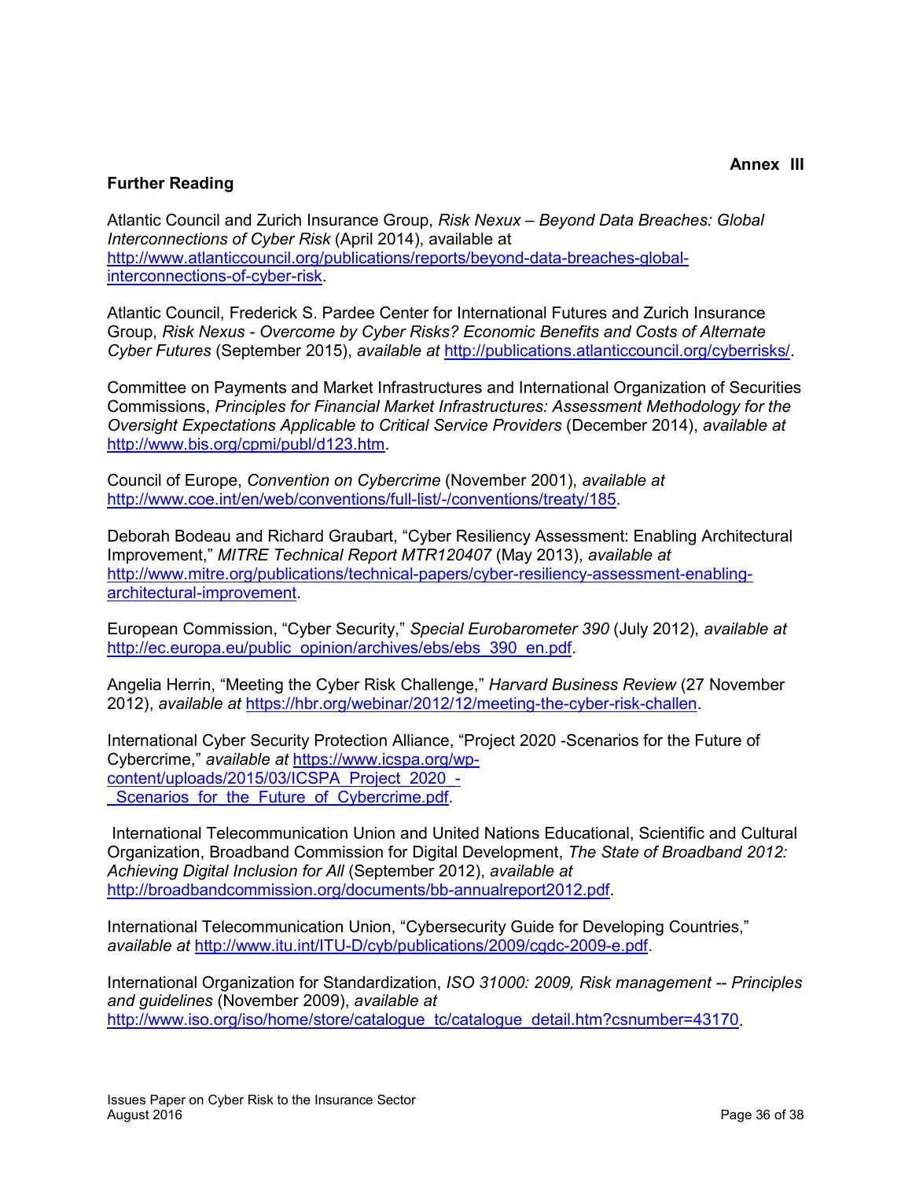**Annex III**

## Further Reading

Atlantic Council and Zurich Insurance Group, *Risk Nexux – Beyond Data Breaches: Global Interconnections of Cyber Risk* (April 2014), available at http://www.atlanticcouncil.org/publications/reports/beyond-data-breaches-global-interconnections-of-cyber-risk.

Atlantic Council, Frederick S. Pardee Center for International Futures and Zurich Insurance Group, *Risk Nexus - Overcome by Cyber Risks? Economic Benefits and Costs of Alternate Cyber Futures* (September 2015), *available at* http://publications.atlanticcouncil.org/cyberrisks/.

Committee on Payments and Market Infrastructures and International Organization of Securities Commissions, *Principles for Financial Market Infrastructures: Assessment Methodology for the Oversight Expectations Applicable to Critical Service Providers* (December 2014), *available at* http://www.bis.org/cpmi/publ/d123.htm.

Council of Europe, *Convention on Cybercrime* (November 2001), *available at* http://www.coe.int/en/web/conventions/full-list/-/conventions/treaty/185.

Deborah Bodeau and Richard Graubart, "Cyber Resiliency Assessment: Enabling Architectural Improvement," *MITRE Technical Report MTR120407* (May 2013), *available at* http://www.mitre.org/publications/technical-papers/cyber-resiliency-assessment-enabling-architectural-improvement.

European Commission, "Cyber Security," *Special Eurobarometer 390* (July 2012), *available at* http://ec.europa.eu/public_opinion/archives/ebs/ebs_390_en.pdf.

Angelia Herrin, "Meeting the Cyber Risk Challenge," *Harvard Business Review* (27 November 2012), *available at* https://hbr.org/webinar/2012/12/meeting-the-cyber-risk-challen.

International Cyber Security Protection Alliance, "Project 2020 -Scenarios for the Future of Cybercrime," *available at* https://www.icspa.org/wp-content/uploads/2015/03/ICSPA_Project_2020_-_Scenarios_for_the_Future_of_Cybercrime.pdf.

International Telecommunication Union and United Nations Educational, Scientific and Cultural Organization, Broadband Commission for Digital Development, *The State of Broadband 2012: Achieving Digital Inclusion for All* (September 2012), *available at* http://broadbandcommission.org/documents/bb-annualreport2012.pdf.

International Telecommunication Union, "Cybersecurity Guide for Developing Countries," *available at* http://www.itu.int/ITU-D/cyb/publications/2009/cgdc-2009-e.pdf.

International Organization for Standardization, *ISO 31000: 2009, Risk management -- Principles and guidelines* (November 2009), *available at* http://www.iso.org/iso/home/store/catalogue_tc/catalogue_detail.htm?csnumber=43170.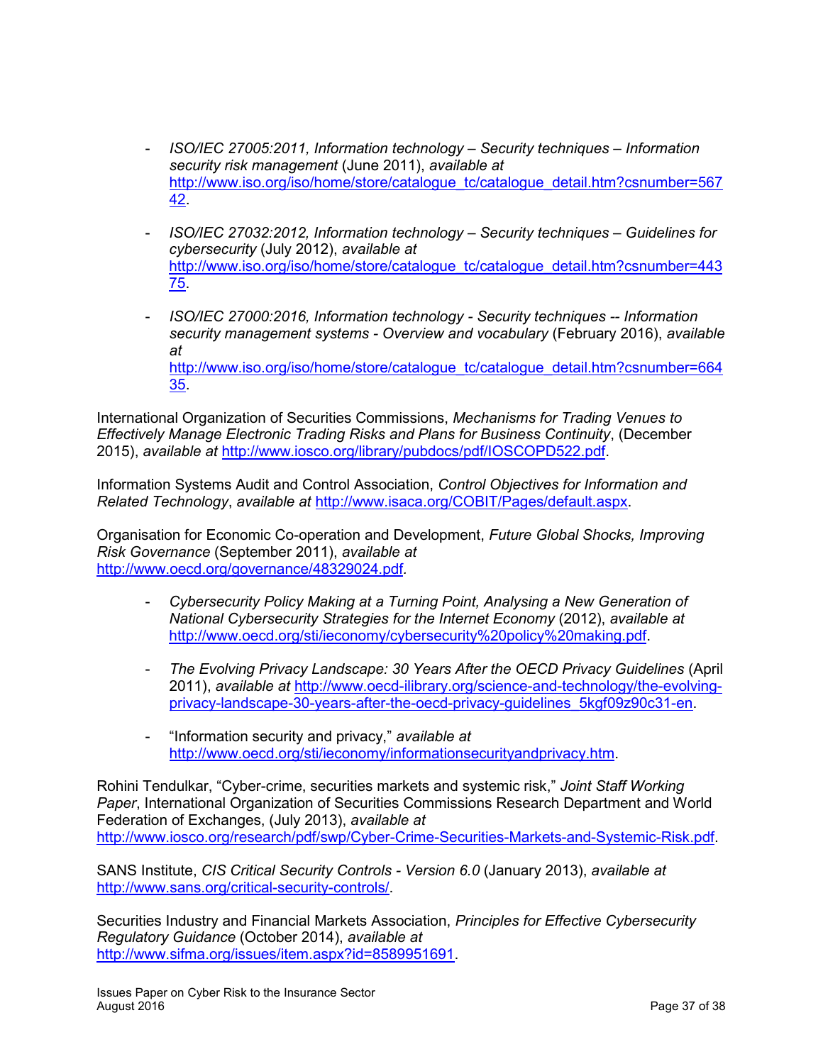- *ISO/IEC 27005:2011, Information technology – Security techniques – Information security risk management* (June 2011), *available at* http://www.iso.org/iso/home/store/catalogue_tc/catalogue_detail.htm?csnumber=56742.

- *ISO/IEC 27032:2012, Information technology – Security techniques – Guidelines for cybersecurity* (July 2012), *available at* http://www.iso.org/iso/home/store/catalogue_tc/catalogue_detail.htm?csnumber=44375.

- *ISO/IEC 27000:2016, Information technology - Security techniques -- Information security management systems - Overview and vocabulary* (February 2016), *available at* http://www.iso.org/iso/home/store/catalogue_tc/catalogue_detail.htm?csnumber=66435.

International Organization of Securities Commissions, *Mechanisms for Trading Venues to Effectively Manage Electronic Trading Risks and Plans for Business Continuity*, (December 2015), *available at* http://www.iosco.org/library/pubdocs/pdf/IOSCOPD522.pdf.

Information Systems Audit and Control Association, *Control Objectives for Information and Related Technology*, *available at* http://www.isaca.org/COBIT/Pages/default.aspx.

Organisation for Economic Co-operation and Development, *Future Global Shocks, Improving Risk Governance* (September 2011), *available at* http://www.oecd.org/governance/48329024.pdf.

- *Cybersecurity Policy Making at a Turning Point, Analysing a New Generation of National Cybersecurity Strategies for the Internet Economy* (2012), *available at* http://www.oecd.org/sti/ieconomy/cybersecurity%20policy%20making.pdf.

- *The Evolving Privacy Landscape: 30 Years After the OECD Privacy Guidelines* (April 2011), *available at* http://www.oecd-ilibrary.org/science-and-technology/the-evolving-privacy-landscape-30-years-after-the-oecd-privacy-guidelines_5kgf09z90c31-en.

- "Information security and privacy," *available at* http://www.oecd.org/sti/ieconomy/informationsecurityandprivacy.htm.

Rohini Tendulkar, "Cyber-crime, securities markets and systemic risk," *Joint Staff Working Paper*, International Organization of Securities Commissions Research Department and World Federation of Exchanges, (July 2013), *available at* http://www.iosco.org/research/pdf/swp/Cyber-Crime-Securities-Markets-and-Systemic-Risk.pdf.

SANS Institute, *CIS Critical Security Controls - Version 6.0* (January 2013), *available at* http://www.sans.org/critical-security-controls/.

Securities Industry and Financial Markets Association, *Principles for Effective Cybersecurity Regulatory Guidance* (October 2014), *available at* http://www.sifma.org/issues/item.aspx?id=8589951691.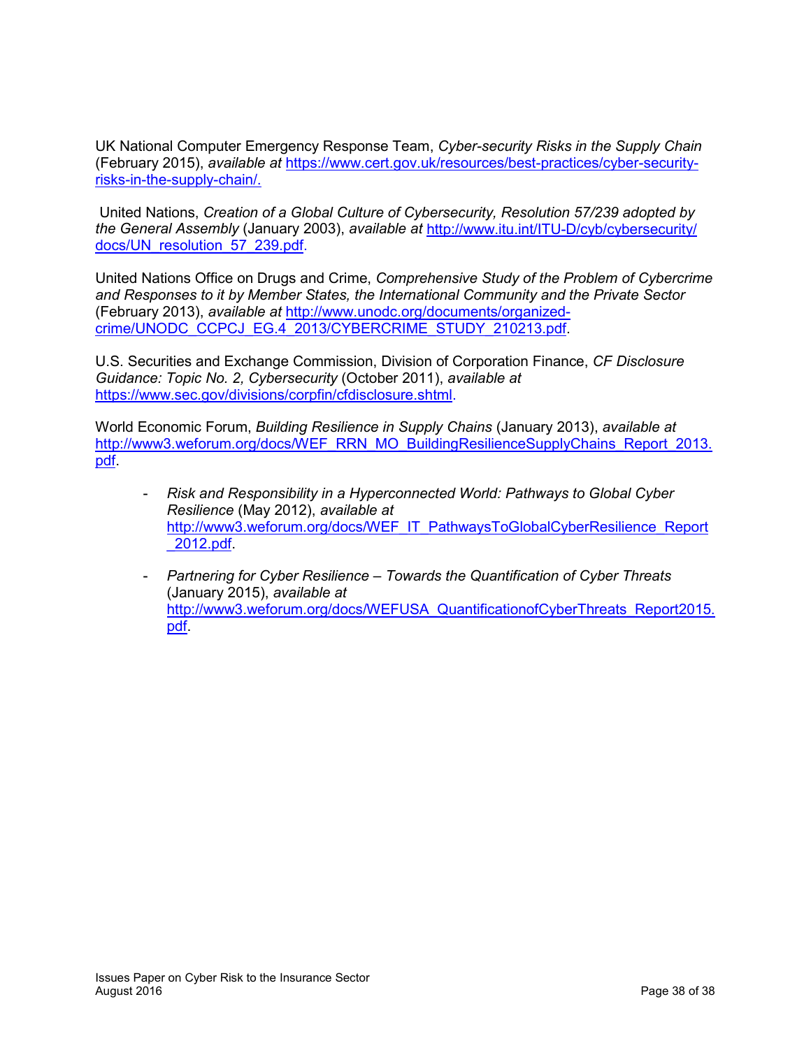UK National Computer Emergency Response Team, *Cyber-security Risks in the Supply Chain* (February 2015), *available at* https://www.cert.gov.uk/resources/best-practices/cyber-security-risks-in-the-supply-chain/.

United Nations, *Creation of a Global Culture of Cybersecurity, Resolution 57/239 adopted by the General Assembly* (January 2003), *available at* http://www.itu.int/ITU-D/cyb/cybersecurity/docs/UN_resolution_57_239.pdf.

United Nations Office on Drugs and Crime, *Comprehensive Study of the Problem of Cybercrime and Responses to it by Member States, the International Community and the Private Sector* (February 2013), *available at* http://www.unodc.org/documents/organized-crime/UNODC_CCPCJ_EG.4_2013/CYBERCRIME_STUDY_210213.pdf.

U.S. Securities and Exchange Commission, Division of Corporation Finance, *CF Disclosure Guidance: Topic No. 2, Cybersecurity* (October 2011), *available at* https://www.sec.gov/divisions/corpfin/cfdisclosure.shtml.

World Economic Forum, *Building Resilience in Supply Chains* (January 2013), *available at* http://www3.weforum.org/docs/WEF_RRN_MO_BuildingResilienceSupplyChains_Report_2013.pdf.

- *Risk and Responsibility in a Hyperconnected World: Pathways to Global Cyber Resilience* (May 2012), *available at* http://www3.weforum.org/docs/WEF_IT_PathwaysToGlobalCyberResilience_Report_2012.pdf.

- *Partnering for Cyber Resilience – Towards the Quantification of Cyber Threats* (January 2015), *available at* http://www3.weforum.org/docs/WEFUSA_QuantificationofCyberThreats_Report2015.pdf.